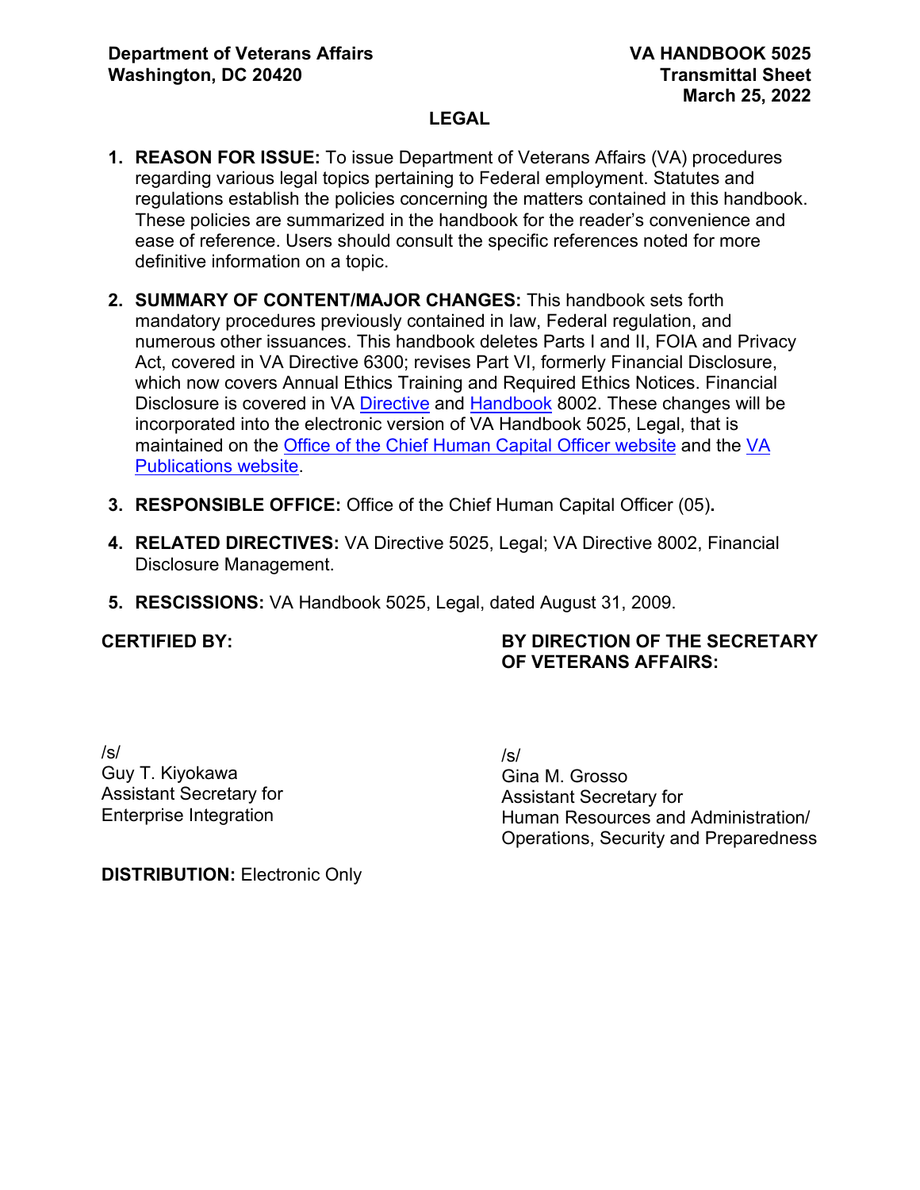**Department of Veterans Affairs**
**Washington, DC 20420**

**VA HANDBOOK 5025**
**Transmittal Sheet**
**March 25, 2022**

# LEGAL

1. **REASON FOR ISSUE:** To issue Department of Veterans Affairs (VA) procedures regarding various legal topics pertaining to Federal employment. Statutes and regulations establish the policies concerning the matters contained in this handbook. These policies are summarized in the handbook for the reader's convenience and ease of reference. Users should consult the specific references noted for more definitive information on a topic.

2. **SUMMARY OF CONTENT/MAJOR CHANGES:** This handbook sets forth mandatory procedures previously contained in law, Federal regulation, and numerous other issuances. This handbook deletes Parts I and II, FOIA and Privacy Act, covered in VA Directive 6300; revises Part VI, formerly Financial Disclosure, which now covers Annual Ethics Training and Required Ethics Notices. Financial Disclosure is covered in VA Directive and Handbook 8002. These changes will be incorporated into the electronic version of VA Handbook 5025, Legal, that is maintained on the Office of the Chief Human Capital Officer website and the VA Publications website.

3. **RESPONSIBLE OFFICE:** Office of the Chief Human Capital Officer (05).

4. **RELATED DIRECTIVES:** VA Directive 5025, Legal; VA Directive 8002, Financial Disclosure Management.

5. **RESCISSIONS:** VA Handbook 5025, Legal, dated August 31, 2009.

**CERTIFIED BY:**

/s/
Guy T. Kiyokawa
Assistant Secretary for
Enterprise Integration

**BY DIRECTION OF THE SECRETARY OF VETERANS AFFAIRS:**

/s/
Gina M. Grosso
Assistant Secretary for
Human Resources and Administration/
Operations, Security and Preparedness

**DISTRIBUTION:** Electronic Only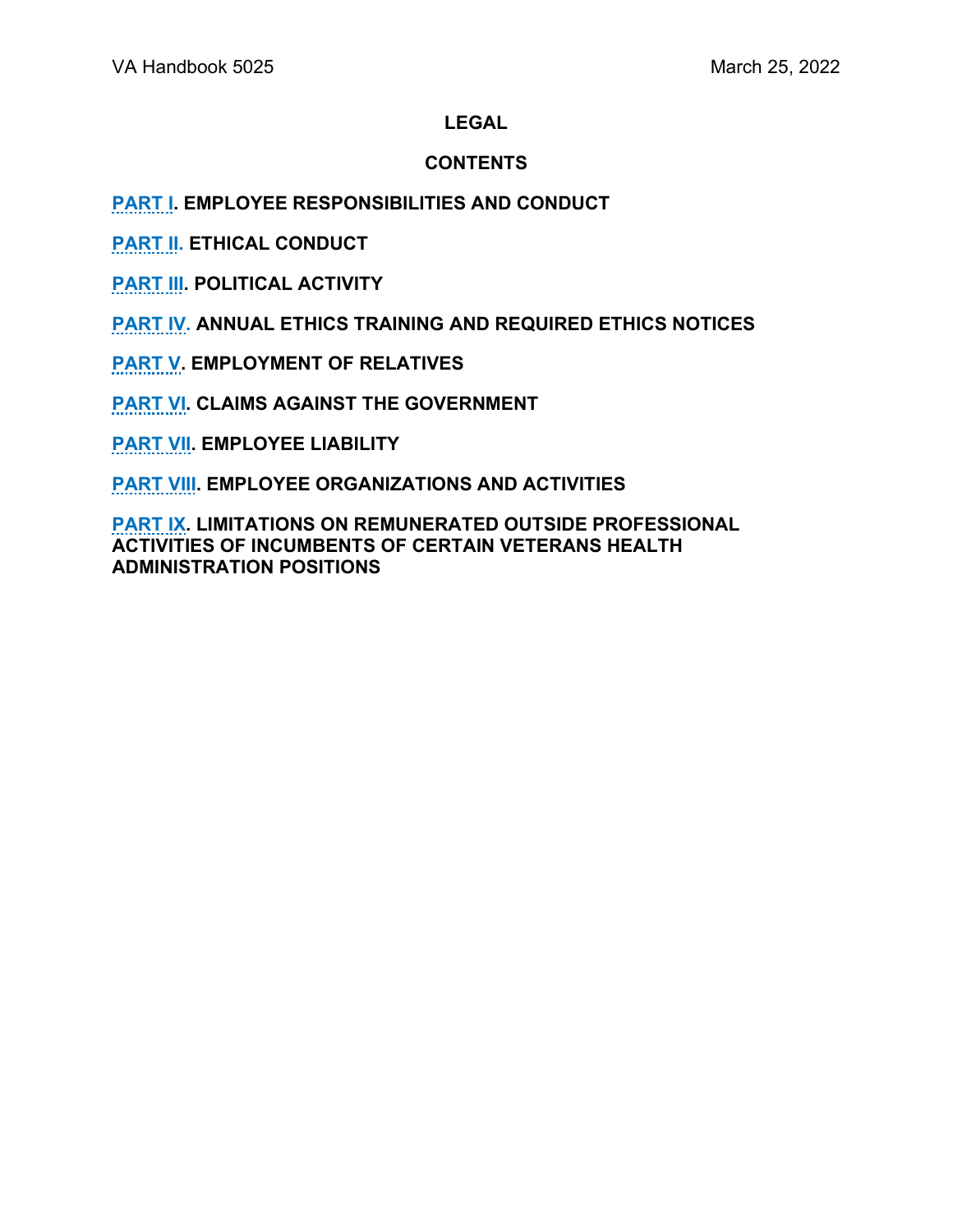**LEGAL**

**CONTENTS**

**PART I. EMPLOYEE RESPONSIBILITIES AND CONDUCT**

**PART II. ETHICAL CONDUCT**

**PART III. POLITICAL ACTIVITY**

**PART IV. ANNUAL ETHICS TRAINING AND REQUIRED ETHICS NOTICES**

**PART V. EMPLOYMENT OF RELATIVES**

**PART VI. CLAIMS AGAINST THE GOVERNMENT**

**PART VII. EMPLOYEE LIABILITY**

**PART VIII. EMPLOYEE ORGANIZATIONS AND ACTIVITIES**

**PART IX. LIMITATIONS ON REMUNERATED OUTSIDE PROFESSIONAL ACTIVITIES OF INCUMBENTS OF CERTAIN VETERANS HEALTH ADMINISTRATION POSITIONS**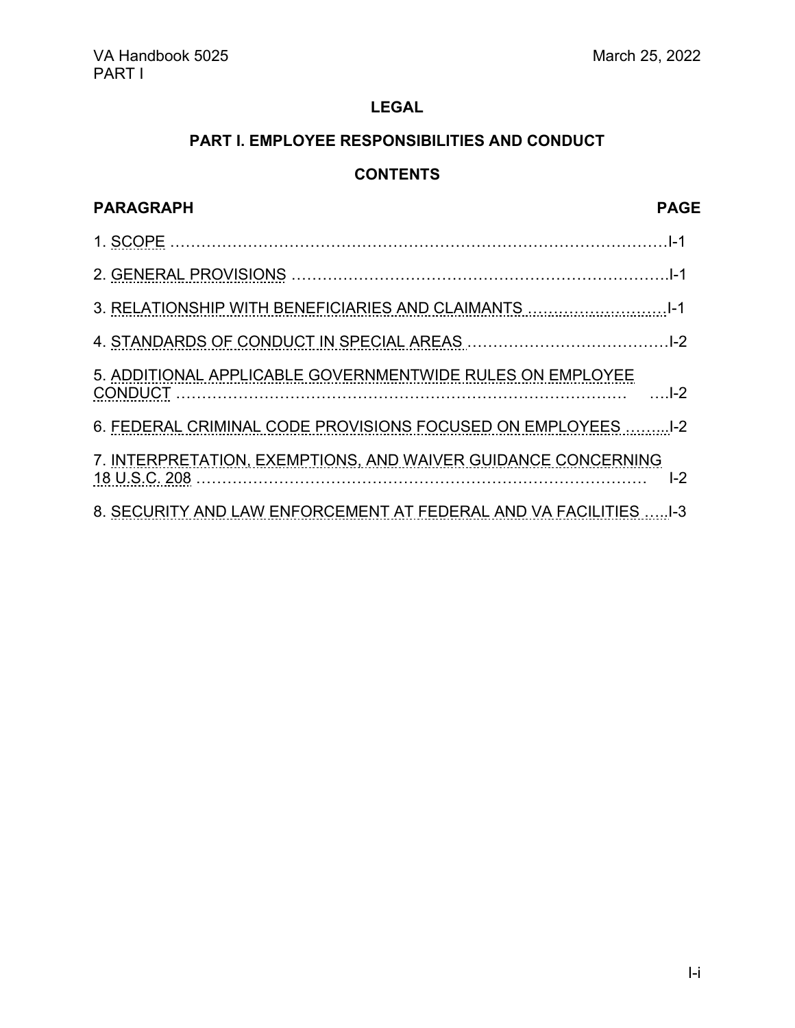**LEGAL**

## PART I. EMPLOYEE RESPONSIBILITIES AND CONDUCT

**CONTENTS**

| PARAGRAPH | PAGE |
| --- | --- |
| 1. SCOPE | I-1 |
| 2. GENERAL PROVISIONS | I-1 |
| 3. RELATIONSHIP WITH BENEFICIARIES AND CLAIMANTS | I-1 |
| 4. STANDARDS OF CONDUCT IN SPECIAL AREAS | I-2 |
| 5. ADDITIONAL APPLICABLE GOVERNMENTWIDE RULES ON EMPLOYEE CONDUCT | I-2 |
| 6. FEDERAL CRIMINAL CODE PROVISIONS FOCUSED ON EMPLOYEES | I-2 |
| 7. INTERPRETATION, EXEMPTIONS, AND WAIVER GUIDANCE CONCERNING 18 U.S.C. 208 | I-2 |
| 8. SECURITY AND LAW ENFORCEMENT AT FEDERAL AND VA FACILITIES | I-3 |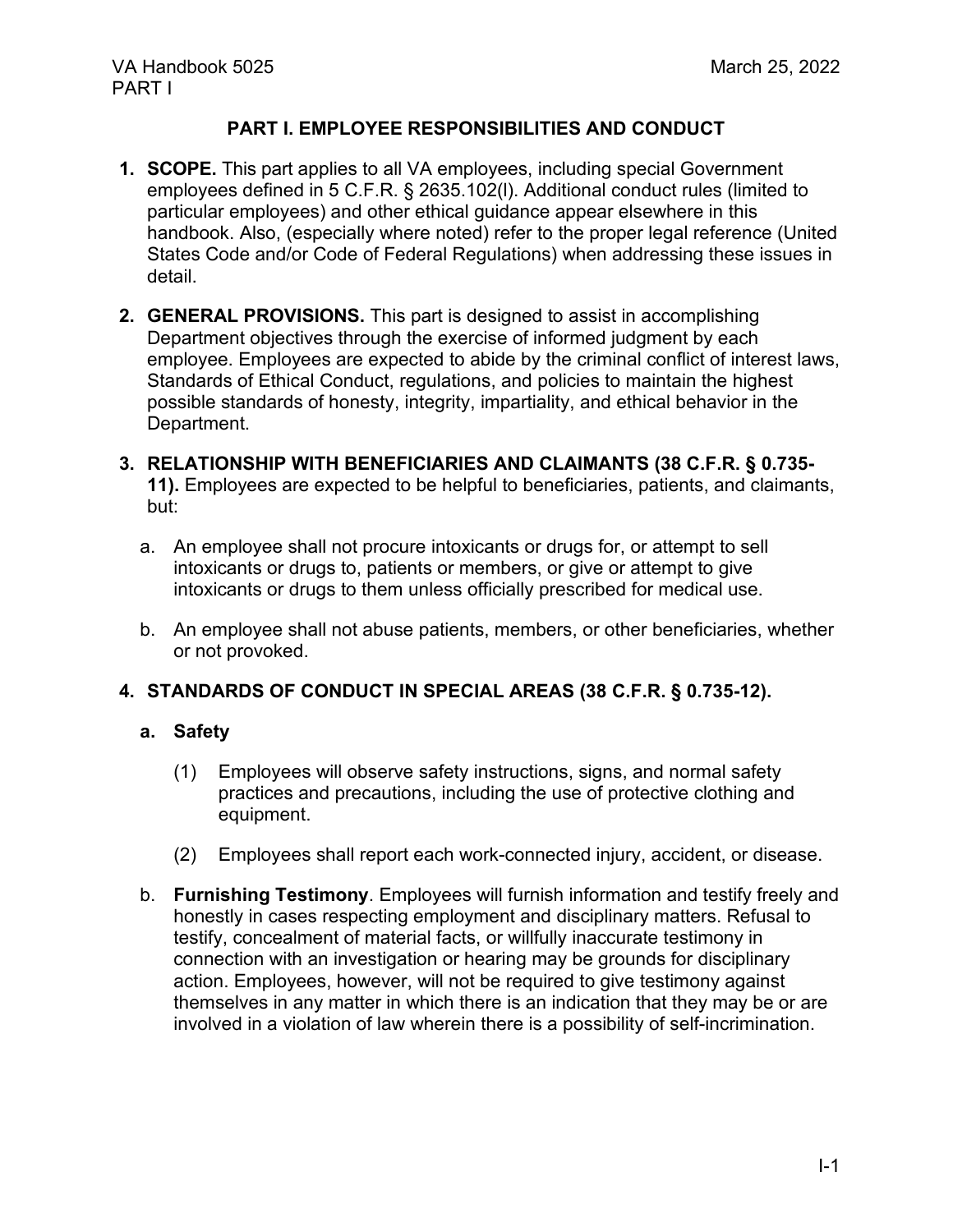## PART I. EMPLOYEE RESPONSIBILITIES AND CONDUCT

1. **SCOPE.** This part applies to all VA employees, including special Government employees defined in 5 C.F.R. § 2635.102(l). Additional conduct rules (limited to particular employees) and other ethical guidance appear elsewhere in this handbook. Also, (especially where noted) refer to the proper legal reference (United States Code and/or Code of Federal Regulations) when addressing these issues in detail.

2. **GENERAL PROVISIONS.** This part is designed to assist in accomplishing Department objectives through the exercise of informed judgment by each employee. Employees are expected to abide by the criminal conflict of interest laws, Standards of Ethical Conduct, regulations, and policies to maintain the highest possible standards of honesty, integrity, impartiality, and ethical behavior in the Department.

3. **RELATIONSHIP WITH BENEFICIARIES AND CLAIMANTS (38 C.F.R. § 0.735-11).** Employees are expected to be helpful to beneficiaries, patients, and claimants, but:

   a. An employee shall not procure intoxicants or drugs for, or attempt to sell intoxicants or drugs to, patients or members, or give or attempt to give intoxicants or drugs to them unless officially prescribed for medical use.

   b. An employee shall not abuse patients, members, or other beneficiaries, whether or not provoked.

4. **STANDARDS OF CONDUCT IN SPECIAL AREAS (38 C.F.R. § 0.735-12).**

   a. **Safety**

      (1) Employees will observe safety instructions, signs, and normal safety practices and precautions, including the use of protective clothing and equipment.

      (2) Employees shall report each work-connected injury, accident, or disease.

   b. **Furnishing Testimony**. Employees will furnish information and testify freely and honestly in cases respecting employment and disciplinary matters. Refusal to testify, concealment of material facts, or willfully inaccurate testimony in connection with an investigation or hearing may be grounds for disciplinary action. Employees, however, will not be required to give testimony against themselves in any matter in which there is an indication that they may be or are involved in a violation of law wherein there is a possibility of self-incrimination.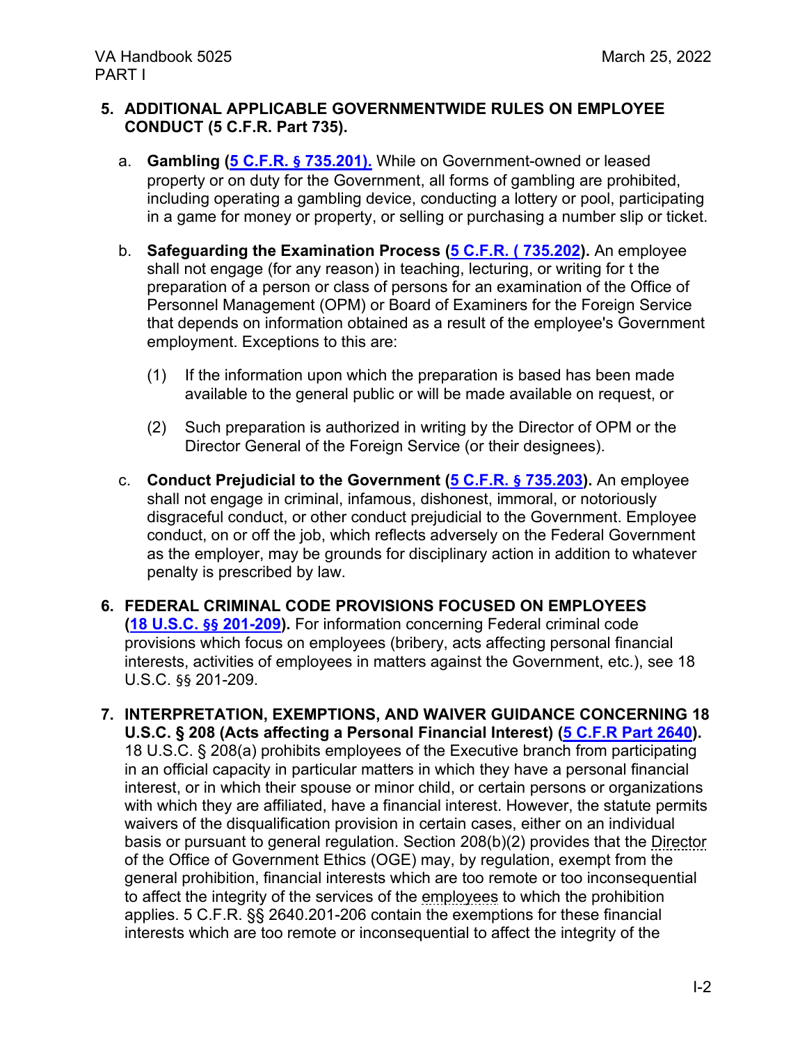**5. ADDITIONAL APPLICABLE GOVERNMENTWIDE RULES ON EMPLOYEE CONDUCT (5 C.F.R. Part 735).**

a. **Gambling (5 C.F.R. § 735.201).** While on Government-owned or leased property or on duty for the Government, all forms of gambling are prohibited, including operating a gambling device, conducting a lottery or pool, participating in a game for money or property, or selling or purchasing a number slip or ticket.

b. **Safeguarding the Examination Process (5 C.F.R. ( 735.202).** An employee shall not engage (for any reason) in teaching, lecturing, or writing for t the preparation of a person or class of persons for an examination of the Office of Personnel Management (OPM) or Board of Examiners for the Foreign Service that depends on information obtained as a result of the employee's Government employment. Exceptions to this are:

(1) If the information upon which the preparation is based has been made available to the general public or will be made available on request, or

(2) Such preparation is authorized in writing by the Director of OPM or the Director General of the Foreign Service (or their designees).

c. **Conduct Prejudicial to the Government (5 C.F.R. § 735.203).** An employee shall not engage in criminal, infamous, dishonest, immoral, or notoriously disgraceful conduct, or other conduct prejudicial to the Government. Employee conduct, on or off the job, which reflects adversely on the Federal Government as the employer, may be grounds for disciplinary action in addition to whatever penalty is prescribed by law.

**6. FEDERAL CRIMINAL CODE PROVISIONS FOCUSED ON EMPLOYEES (18 U.S.C. §§ 201-209).** For information concerning Federal criminal code provisions which focus on employees (bribery, acts affecting personal financial interests, activities of employees in matters against the Government, etc.), see 18 U.S.C. §§ 201-209.

**7. INTERPRETATION, EXEMPTIONS, AND WAIVER GUIDANCE CONCERNING 18 U.S.C. § 208 (Acts affecting a Personal Financial Interest) (5 C.F.R Part 2640).** 18 U.S.C. § 208(a) prohibits employees of the Executive branch from participating in an official capacity in particular matters in which they have a personal financial interest, or in which their spouse or minor child, or certain persons or organizations with which they are affiliated, have a financial interest. However, the statute permits waivers of the disqualification provision in certain cases, either on an individual basis or pursuant to general regulation. Section 208(b)(2) provides that the Director of the Office of Government Ethics (OGE) may, by regulation, exempt from the general prohibition, financial interests which are too remote or too inconsequential to affect the integrity of the services of the employees to which the prohibition applies. 5 C.F.R. §§ 2640.201-206 contain the exemptions for these financial interests which are too remote or inconsequential to affect the integrity of the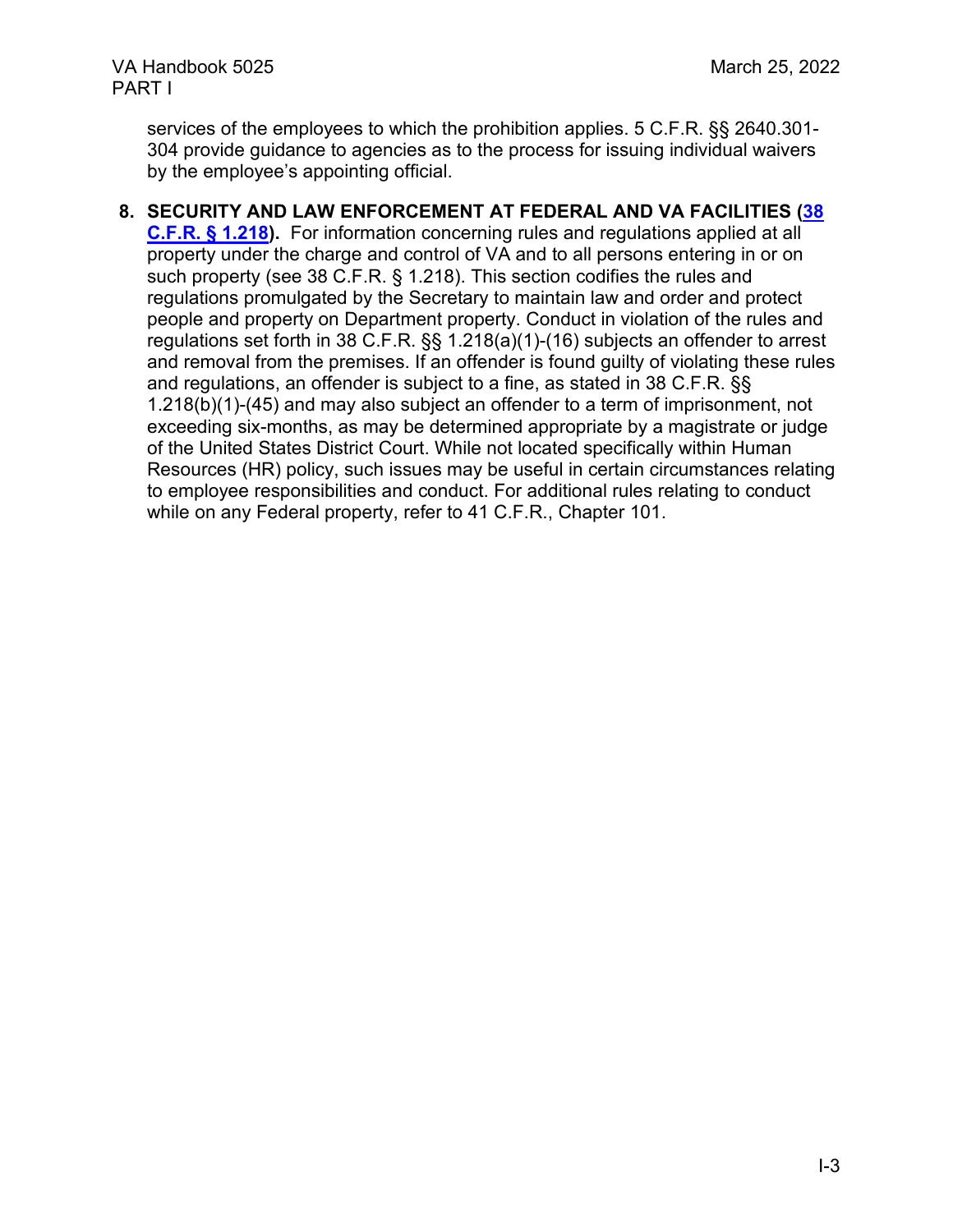services of the employees to which the prohibition applies. 5 C.F.R. §§ 2640.301-304 provide guidance to agencies as to the process for issuing individual waivers by the employee's appointing official.

8. **SECURITY AND LAW ENFORCEMENT AT FEDERAL AND VA FACILITIES ([38 C.F.R. § 1.218](#)).** For information concerning rules and regulations applied at all property under the charge and control of VA and to all persons entering in or on such property (see 38 C.F.R. § 1.218). This section codifies the rules and regulations promulgated by the Secretary to maintain law and order and protect people and property on Department property. Conduct in violation of the rules and regulations set forth in 38 C.F.R. §§ 1.218(a)(1)-(16) subjects an offender to arrest and removal from the premises. If an offender is found guilty of violating these rules and regulations, an offender is subject to a fine, as stated in 38 C.F.R. §§ 1.218(b)(1)-(45) and may also subject an offender to a term of imprisonment, not exceeding six-months, as may be determined appropriate by a magistrate or judge of the United States District Court. While not located specifically within Human Resources (HR) policy, such issues may be useful in certain circumstances relating to employee responsibilities and conduct. For additional rules relating to conduct while on any Federal property, refer to 41 C.F.R., Chapter 101.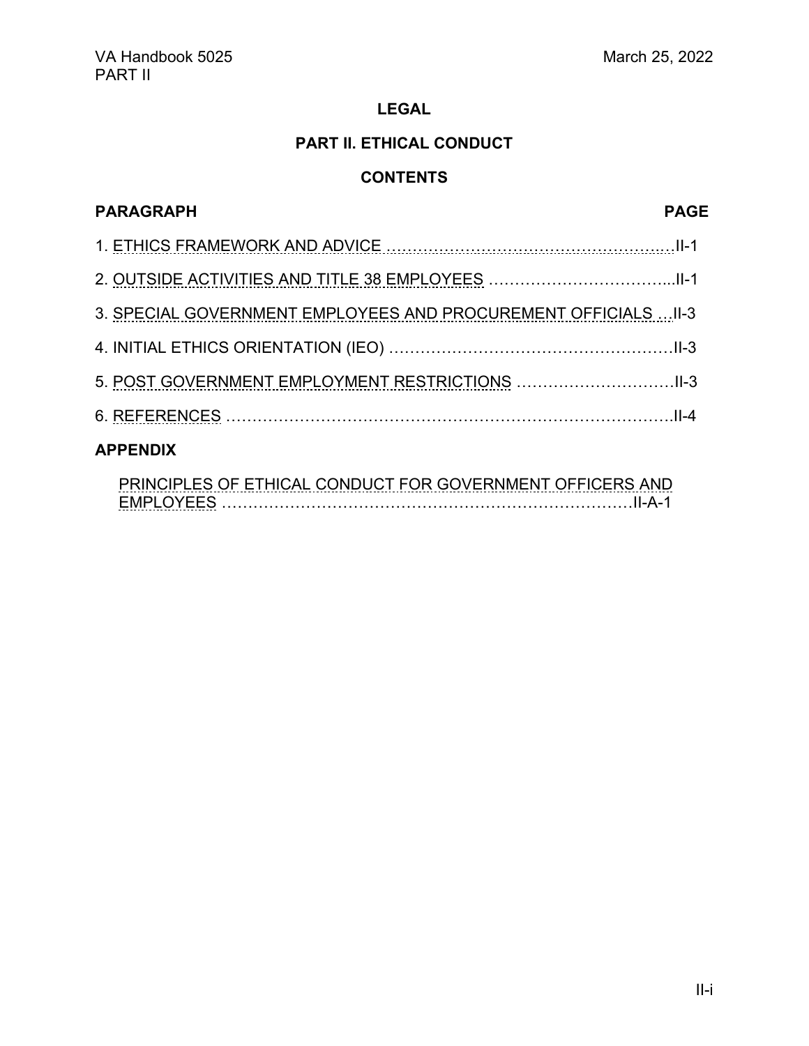**LEGAL**

**PART II. ETHICAL CONDUCT**

**CONTENTS**

| PARAGRAPH | PAGE |
|---|---|
| 1. ETHICS FRAMEWORK AND ADVICE | II-1 |
| 2. OUTSIDE ACTIVITIES AND TITLE 38 EMPLOYEES | II-1 |
| 3. SPECIAL GOVERNMENT EMPLOYEES AND PROCUREMENT OFFICIALS | II-3 |
| 4. INITIAL ETHICS ORIENTATION (IEO) | II-3 |
| 5. POST GOVERNMENT EMPLOYMENT RESTRICTIONS | II-3 |
| 6. REFERENCES | II-4 |

**APPENDIX**

| | |
|---|---|
| PRINCIPLES OF ETHICAL CONDUCT FOR GOVERNMENT OFFICERS AND EMPLOYEES | II-A-1 |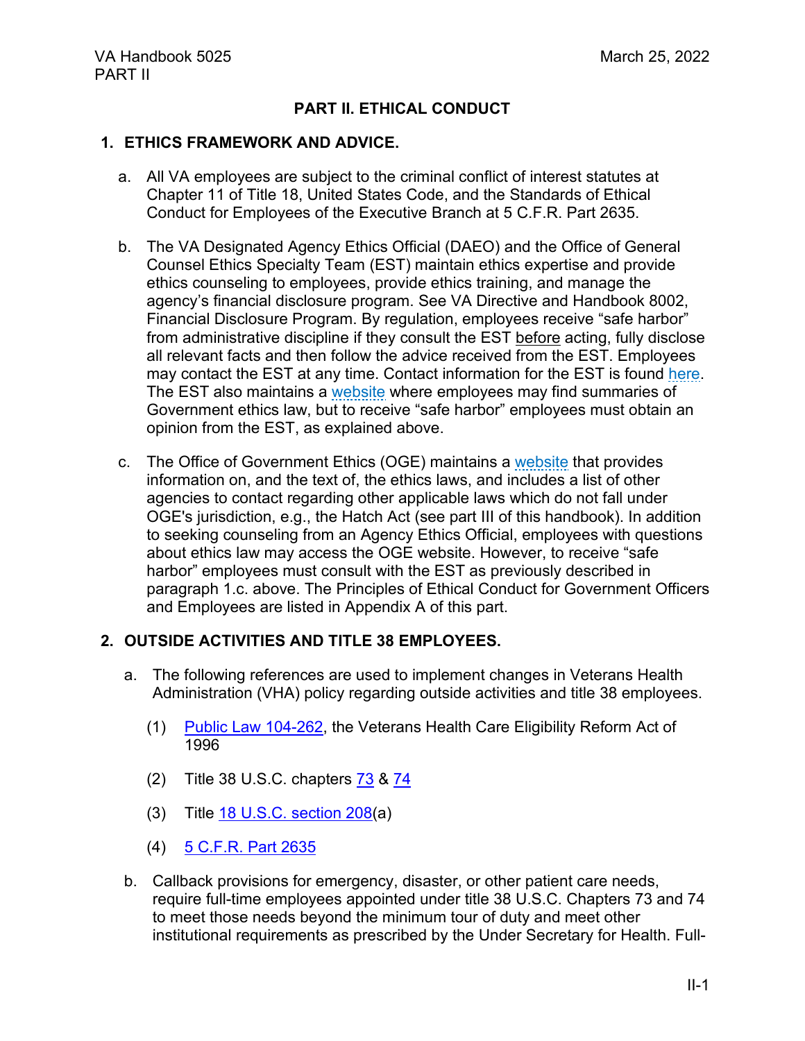## PART II. ETHICAL CONDUCT

### 1. ETHICS FRAMEWORK AND ADVICE.

a. All VA employees are subject to the criminal conflict of interest statutes at Chapter 11 of Title 18, United States Code, and the Standards of Ethical Conduct for Employees of the Executive Branch at 5 C.F.R. Part 2635.

b. The VA Designated Agency Ethics Official (DAEO) and the Office of General Counsel Ethics Specialty Team (EST) maintain ethics expertise and provide ethics counseling to employees, provide ethics training, and manage the agency's financial disclosure program. See VA Directive and Handbook 8002, Financial Disclosure Program. By regulation, employees receive "safe harbor" from administrative discipline if they consult the EST before acting, fully disclose all relevant facts and then follow the advice received from the EST. Employees may contact the EST at any time. Contact information for the EST is found here. The EST also maintains a website where employees may find summaries of Government ethics law, but to receive "safe harbor" employees must obtain an opinion from the EST, as explained above.

c. The Office of Government Ethics (OGE) maintains a website that provides information on, and the text of, the ethics laws, and includes a list of other agencies to contact regarding other applicable laws which do not fall under OGE's jurisdiction, e.g., the Hatch Act (see part III of this handbook). In addition to seeking counseling from an Agency Ethics Official, employees with questions about ethics law may access the OGE website. However, to receive "safe harbor" employees must consult with the EST as previously described in paragraph 1.c. above. The Principles of Ethical Conduct for Government Officers and Employees are listed in Appendix A of this part.

### 2. OUTSIDE ACTIVITIES AND TITLE 38 EMPLOYEES.

a. The following references are used to implement changes in Veterans Health Administration (VHA) policy regarding outside activities and title 38 employees.

   (1) Public Law 104-262, the Veterans Health Care Eligibility Reform Act of 1996

   (2) Title 38 U.S.C. chapters 73 & 74

   (3) Title 18 U.S.C. section 208(a)

   (4) 5 C.F.R. Part 2635

b. Callback provisions for emergency, disaster, or other patient care needs, require full-time employees appointed under title 38 U.S.C. Chapters 73 and 74 to meet those needs beyond the minimum tour of duty and meet other institutional requirements as prescribed by the Under Secretary for Health. Full-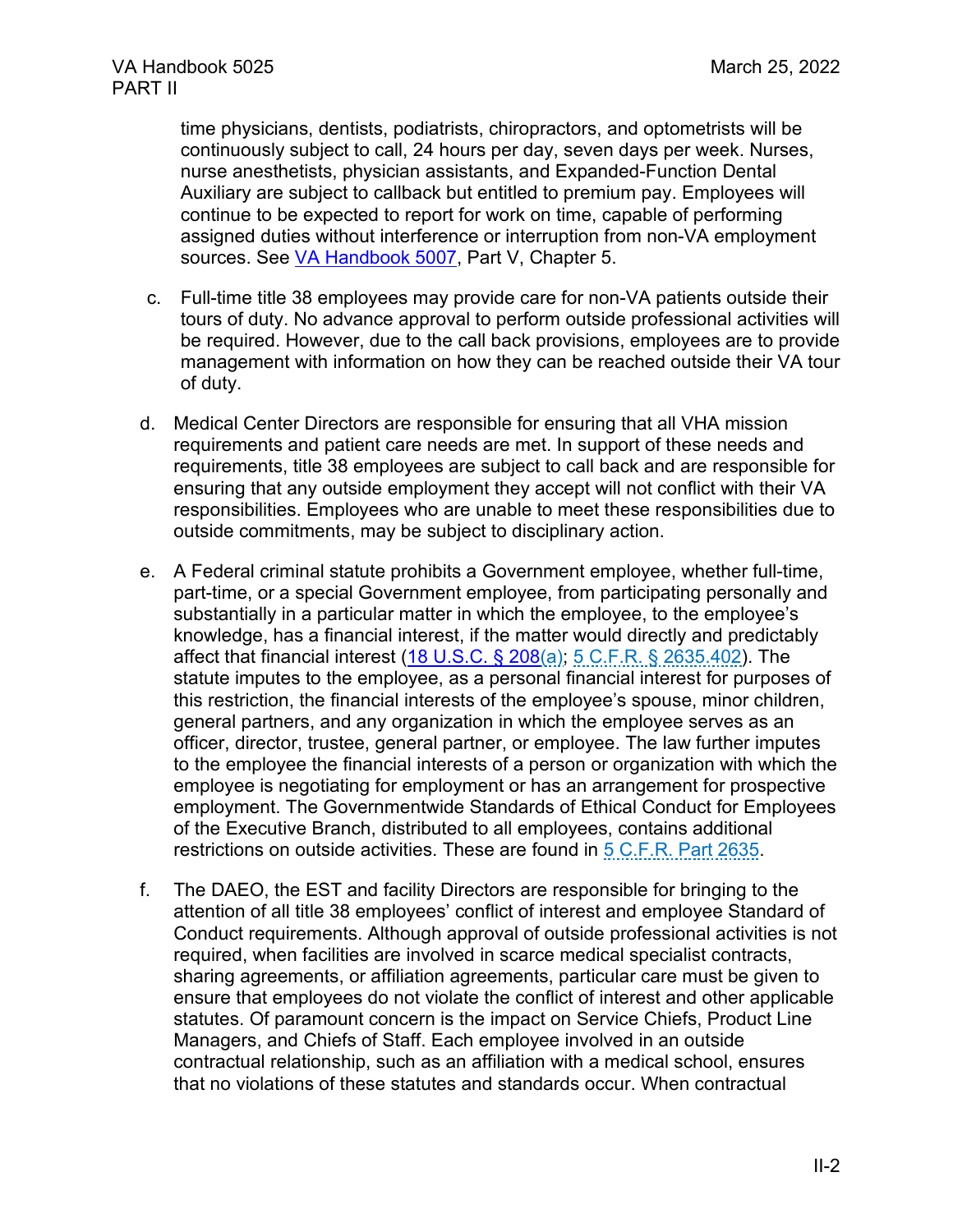time physicians, dentists, podiatrists, chiropractors, and optometrists will be continuously subject to call, 24 hours per day, seven days per week. Nurses, nurse anesthetists, physician assistants, and Expanded-Function Dental Auxiliary are subject to callback but entitled to premium pay. Employees will continue to be expected to report for work on time, capable of performing assigned duties without interference or interruption from non-VA employment sources. See VA Handbook 5007, Part V, Chapter 5.

c. Full-time title 38 employees may provide care for non-VA patients outside their tours of duty. No advance approval to perform outside professional activities will be required. However, due to the call back provisions, employees are to provide management with information on how they can be reached outside their VA tour of duty.

d. Medical Center Directors are responsible for ensuring that all VHA mission requirements and patient care needs are met. In support of these needs and requirements, title 38 employees are subject to call back and are responsible for ensuring that any outside employment they accept will not conflict with their VA responsibilities. Employees who are unable to meet these responsibilities due to outside commitments, may be subject to disciplinary action.

e. A Federal criminal statute prohibits a Government employee, whether full-time, part-time, or a special Government employee, from participating personally and substantially in a particular matter in which the employee, to the employee's knowledge, has a financial interest, if the matter would directly and predictably affect that financial interest (18 U.S.C. § 208(a); 5 C.F.R. § 2635.402). The statute imputes to the employee, as a personal financial interest for purposes of this restriction, the financial interests of the employee's spouse, minor children, general partners, and any organization in which the employee serves as an officer, director, trustee, general partner, or employee. The law further imputes to the employee the financial interests of a person or organization with which the employee is negotiating for employment or has an arrangement for prospective employment. The Governmentwide Standards of Ethical Conduct for Employees of the Executive Branch, distributed to all employees, contains additional restrictions on outside activities. These are found in 5 C.F.R. Part 2635.

f. The DAEO, the EST and facility Directors are responsible for bringing to the attention of all title 38 employees' conflict of interest and employee Standard of Conduct requirements. Although approval of outside professional activities is not required, when facilities are involved in scarce medical specialist contracts, sharing agreements, or affiliation agreements, particular care must be given to ensure that employees do not violate the conflict of interest and other applicable statutes. Of paramount concern is the impact on Service Chiefs, Product Line Managers, and Chiefs of Staff. Each employee involved in an outside contractual relationship, such as an affiliation with a medical school, ensures that no violations of these statutes and standards occur. When contractual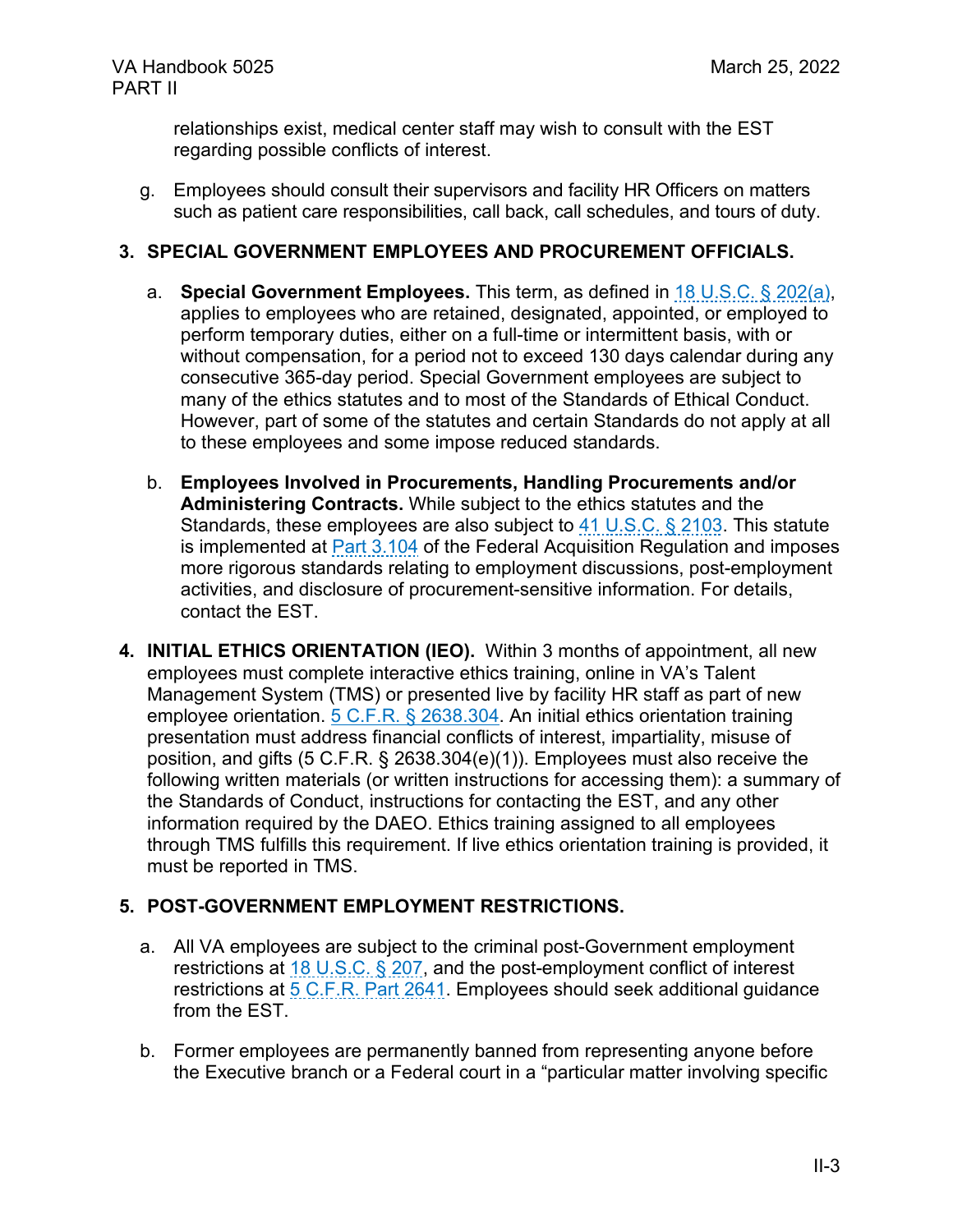relationships exist, medical center staff may wish to consult with the EST regarding possible conflicts of interest.

g. Employees should consult their supervisors and facility HR Officers on matters such as patient care responsibilities, call back, call schedules, and tours of duty.

**3. SPECIAL GOVERNMENT EMPLOYEES AND PROCUREMENT OFFICIALS.**

a. **Special Government Employees.** This term, as defined in 18 U.S.C. § 202(a), applies to employees who are retained, designated, appointed, or employed to perform temporary duties, either on a full-time or intermittent basis, with or without compensation, for a period not to exceed 130 days calendar during any consecutive 365-day period. Special Government employees are subject to many of the ethics statutes and to most of the Standards of Ethical Conduct. However, part of some of the statutes and certain Standards do not apply at all to these employees and some impose reduced standards.

b. **Employees Involved in Procurements, Handling Procurements and/or Administering Contracts.** While subject to the ethics statutes and the Standards, these employees are also subject to 41 U.S.C. § 2103. This statute is implemented at Part 3.104 of the Federal Acquisition Regulation and imposes more rigorous standards relating to employment discussions, post-employment activities, and disclosure of procurement-sensitive information. For details, contact the EST.

**4. INITIAL ETHICS ORIENTATION (IEO).** Within 3 months of appointment, all new employees must complete interactive ethics training, online in VA's Talent Management System (TMS) or presented live by facility HR staff as part of new employee orientation. 5 C.F.R. § 2638.304. An initial ethics orientation training presentation must address financial conflicts of interest, impartiality, misuse of position, and gifts (5 C.F.R. § 2638.304(e)(1)). Employees must also receive the following written materials (or written instructions for accessing them): a summary of the Standards of Conduct, instructions for contacting the EST, and any other information required by the DAEO. Ethics training assigned to all employees through TMS fulfills this requirement. If live ethics orientation training is provided, it must be reported in TMS.

**5. POST-GOVERNMENT EMPLOYMENT RESTRICTIONS.**

a. All VA employees are subject to the criminal post-Government employment restrictions at 18 U.S.C. § 207, and the post-employment conflict of interest restrictions at 5 C.F.R. Part 2641. Employees should seek additional guidance from the EST.

b. Former employees are permanently banned from representing anyone before the Executive branch or a Federal court in a "particular matter involving specific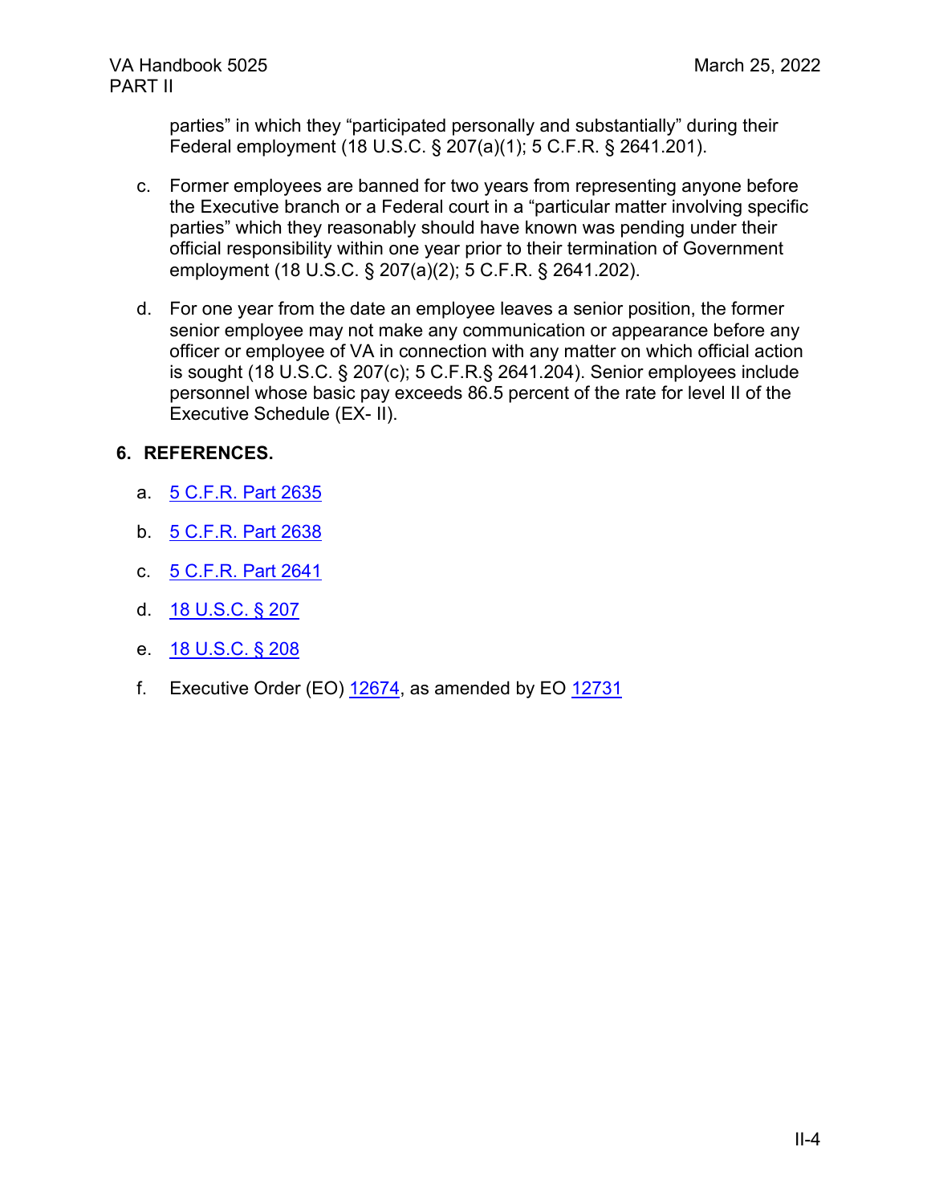parties" in which they "participated personally and substantially" during their Federal employment (18 U.S.C. § 207(a)(1); 5 C.F.R. § 2641.201).

c. Former employees are banned for two years from representing anyone before the Executive branch or a Federal court in a "particular matter involving specific parties" which they reasonably should have known was pending under their official responsibility within one year prior to their termination of Government employment (18 U.S.C. § 207(a)(2); 5 C.F.R. § 2641.202).

d. For one year from the date an employee leaves a senior position, the former senior employee may not make any communication or appearance before any officer or employee of VA in connection with any matter on which official action is sought (18 U.S.C. § 207(c); 5 C.F.R.§ 2641.204). Senior employees include personnel whose basic pay exceeds 86.5 percent of the rate for level II of the Executive Schedule (EX- II).

**6. REFERENCES.**

a. 5 C.F.R. Part 2635

b. 5 C.F.R. Part 2638

c. 5 C.F.R. Part 2641

d. 18 U.S.C. § 207

e. 18 U.S.C. § 208

f. Executive Order (EO) 12674, as amended by EO 12731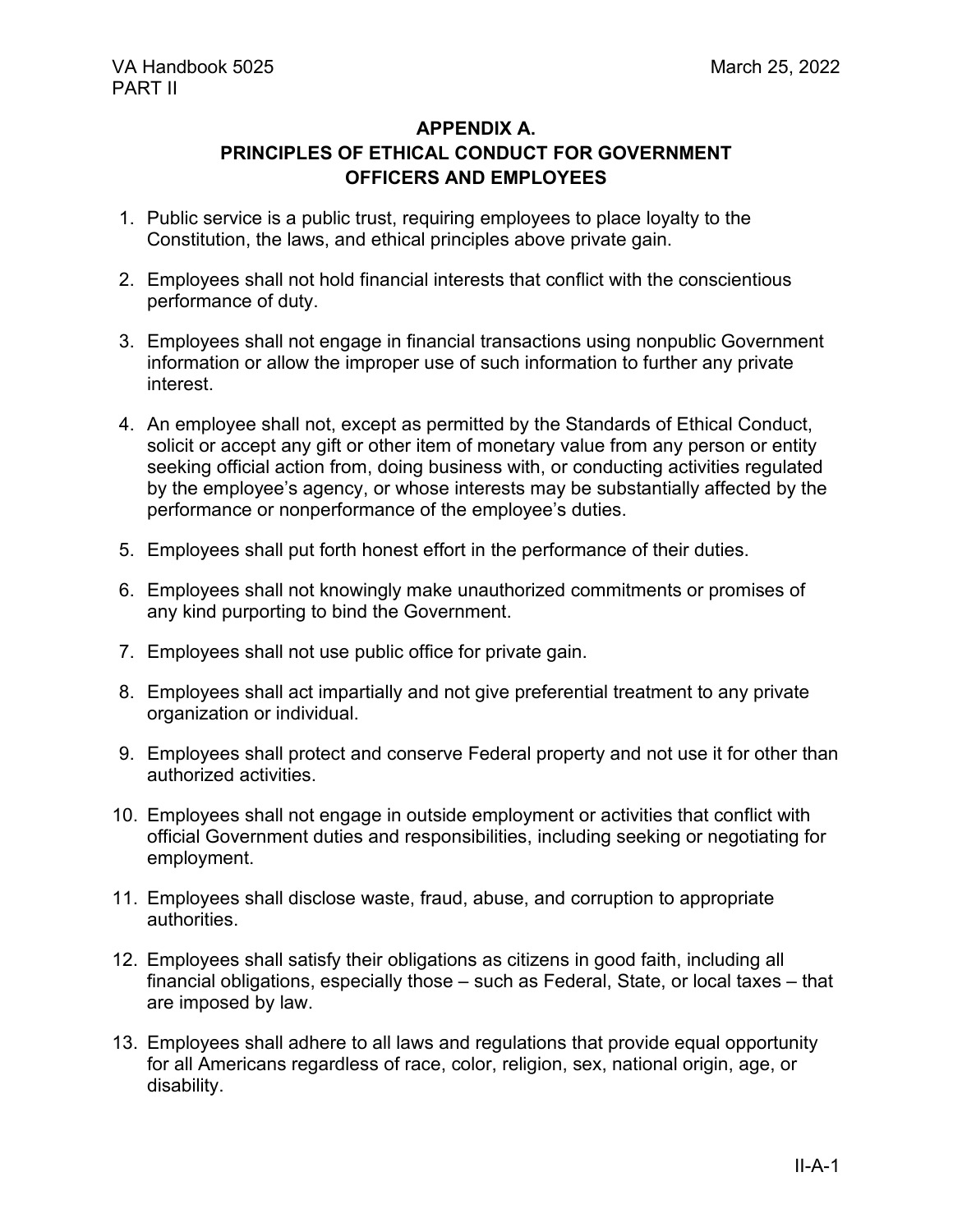## APPENDIX A.
## PRINCIPLES OF ETHICAL CONDUCT FOR GOVERNMENT OFFICERS AND EMPLOYEES

1. Public service is a public trust, requiring employees to place loyalty to the Constitution, the laws, and ethical principles above private gain.
2. Employees shall not hold financial interests that conflict with the conscientious performance of duty.
3. Employees shall not engage in financial transactions using nonpublic Government information or allow the improper use of such information to further any private interest.
4. An employee shall not, except as permitted by the Standards of Ethical Conduct, solicit or accept any gift or other item of monetary value from any person or entity seeking official action from, doing business with, or conducting activities regulated by the employee's agency, or whose interests may be substantially affected by the performance or nonperformance of the employee's duties.
5. Employees shall put forth honest effort in the performance of their duties.
6. Employees shall not knowingly make unauthorized commitments or promises of any kind purporting to bind the Government.
7. Employees shall not use public office for private gain.
8. Employees shall act impartially and not give preferential treatment to any private organization or individual.
9. Employees shall protect and conserve Federal property and not use it for other than authorized activities.
10. Employees shall not engage in outside employment or activities that conflict with official Government duties and responsibilities, including seeking or negotiating for employment.
11. Employees shall disclose waste, fraud, abuse, and corruption to appropriate authorities.
12. Employees shall satisfy their obligations as citizens in good faith, including all financial obligations, especially those – such as Federal, State, or local taxes – that are imposed by law.
13. Employees shall adhere to all laws and regulations that provide equal opportunity for all Americans regardless of race, color, religion, sex, national origin, age, or disability.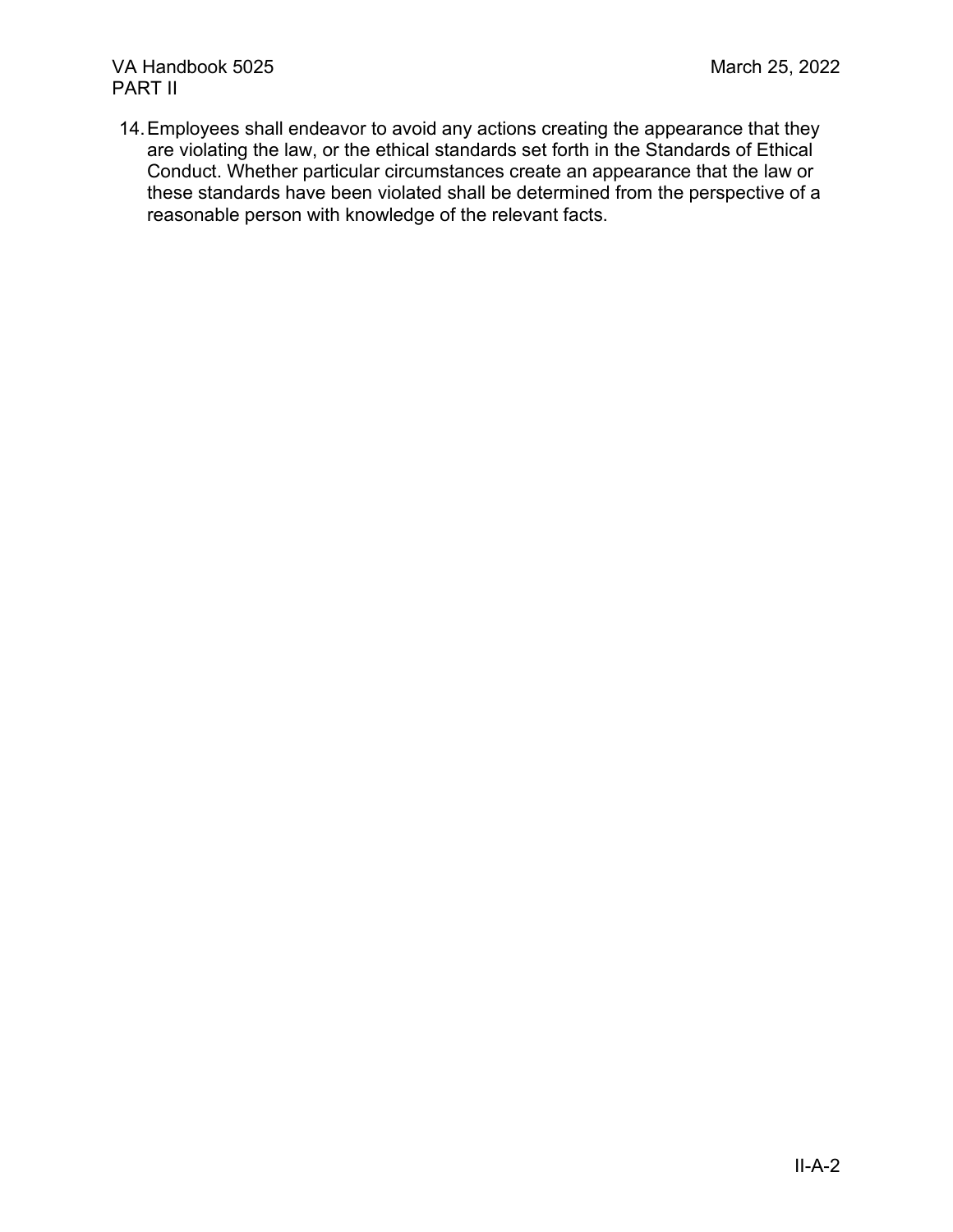14. Employees shall endeavor to avoid any actions creating the appearance that they are violating the law, or the ethical standards set forth in the Standards of Ethical Conduct. Whether particular circumstances create an appearance that the law or these standards have been violated shall be determined from the perspective of a reasonable person with knowledge of the relevant facts.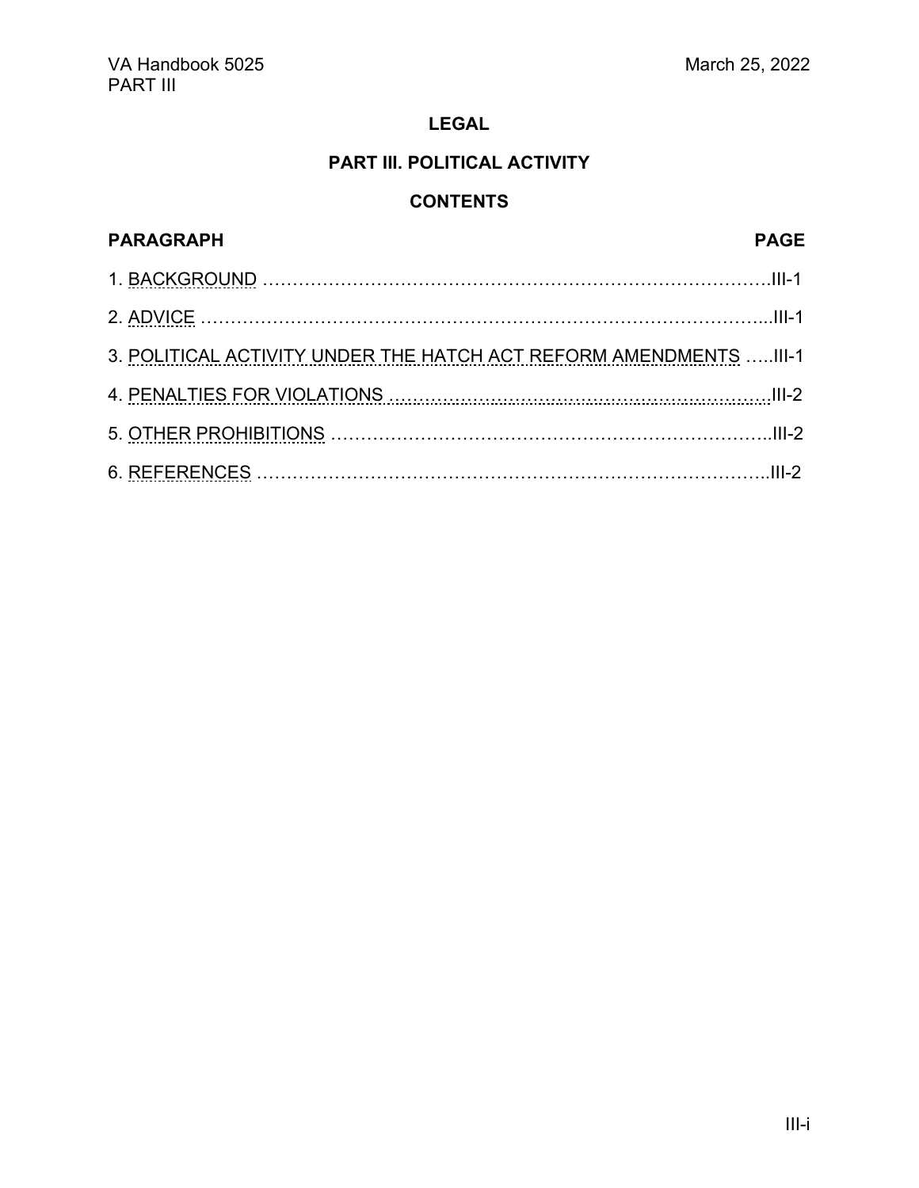# LEGAL

## PART III. POLITICAL ACTIVITY

### CONTENTS

| PARAGRAPH | PAGE |
|---|---|
| 1. BACKGROUND | III-1 |
| 2. ADVICE | III-1 |
| 3. POLITICAL ACTIVITY UNDER THE HATCH ACT REFORM AMENDMENTS | III-1 |
| 4. PENALTIES FOR VIOLATIONS | III-2 |
| 5. OTHER PROHIBITIONS | III-2 |
| 6. REFERENCES | III-2 |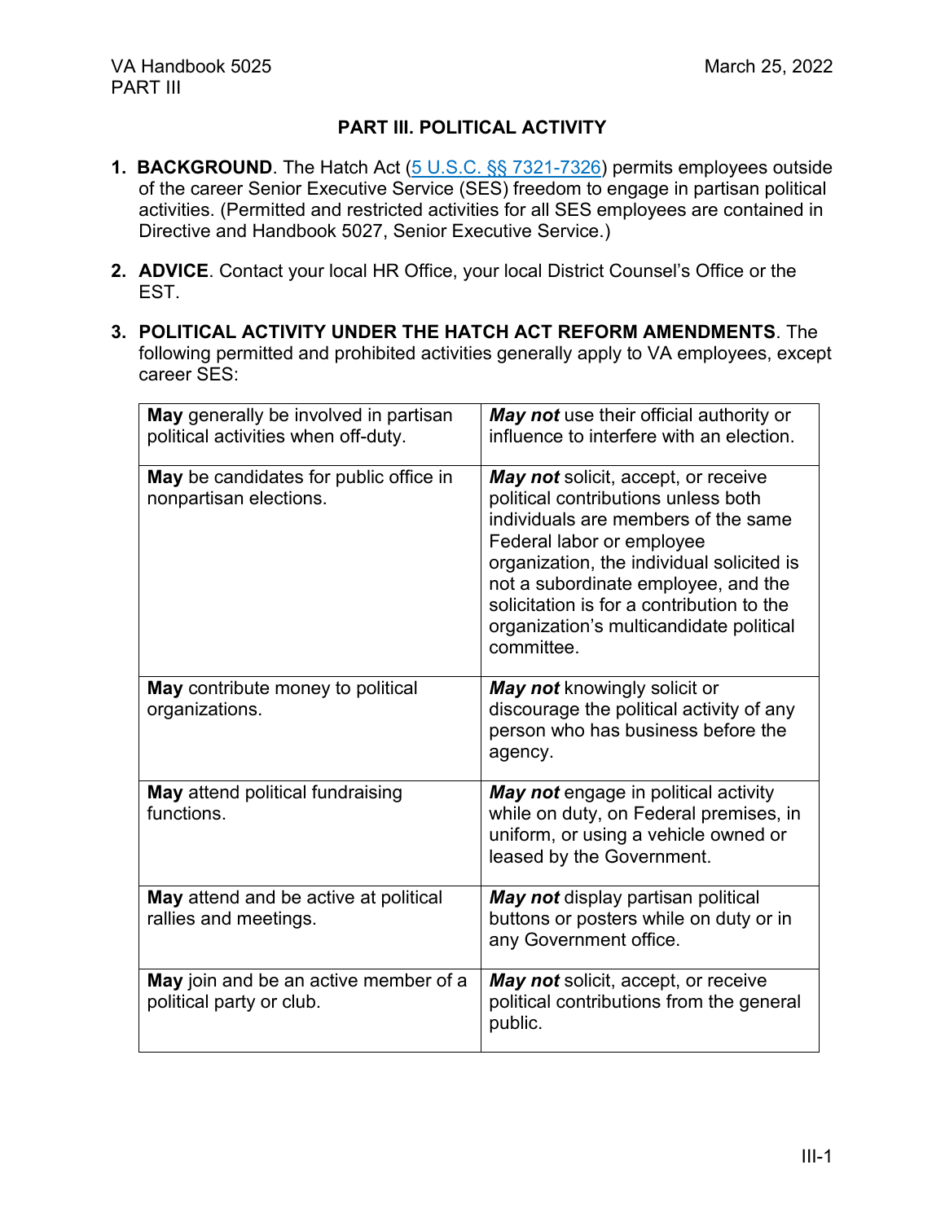# PART III. POLITICAL ACTIVITY

1. **BACKGROUND**. The Hatch Act (5 U.S.C. §§ 7321-7326) permits employees outside of the career Senior Executive Service (SES) freedom to engage in partisan political activities. (Permitted and restricted activities for all SES employees are contained in Directive and Handbook 5027, Senior Executive Service.)

2. **ADVICE**. Contact your local HR Office, your local District Counsel's Office or the EST.

3. **POLITICAL ACTIVITY UNDER THE HATCH ACT REFORM AMENDMENTS**. The following permitted and prohibited activities generally apply to VA employees, except career SES:

| | |
|---|---|
| **May** generally be involved in partisan political activities when off-duty. | ***May not*** use their official authority or influence to interfere with an election. |
| **May** be candidates for public office in nonpartisan elections. | ***May not*** solicit, accept, or receive political contributions unless both individuals are members of the same Federal labor or employee organization, the individual solicited is not a subordinate employee, and the solicitation is for a contribution to the organization's multicandidate political committee. |
| **May** contribute money to political organizations. | ***May not*** knowingly solicit or discourage the political activity of any person who has business before the agency. |
| **May** attend political fundraising functions. | ***May not*** engage in political activity while on duty, on Federal premises, in uniform, or using a vehicle owned or leased by the Government. |
| **May** attend and be active at political rallies and meetings. | ***May not*** display partisan political buttons or posters while on duty or in any Government office. |
| **May** join and be an active member of a political party or club. | ***May not*** solicit, accept, or receive political contributions from the general public. |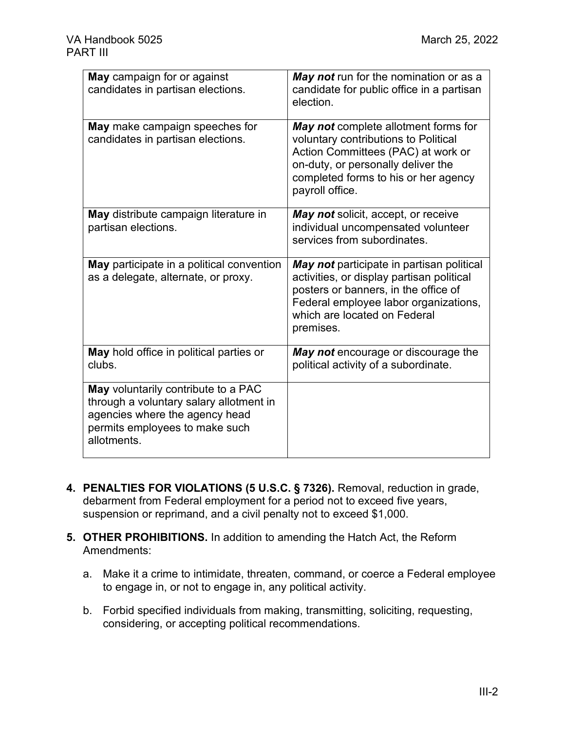| **May** campaign for or against candidates in partisan elections. | ***May not*** run for the nomination or as a candidate for public office in a partisan election. |
|---|---|
| **May** make campaign speeches for candidates in partisan elections. | ***May not*** complete allotment forms for voluntary contributions to Political Action Committees (PAC) at work or on-duty, or personally deliver the completed forms to his or her agency payroll office. |
| **May** distribute campaign literature in partisan elections. | ***May not*** solicit, accept, or receive individual uncompensated volunteer services from subordinates. |
| **May** participate in a political convention as a delegate, alternate, or proxy. | ***May not*** participate in partisan political activities, or display partisan political posters or banners, in the office of Federal employee labor organizations, which are located on Federal premises. |
| **May** hold office in political parties or clubs. | ***May not*** encourage or discourage the political activity of a subordinate. |
| **May** voluntarily contribute to a PAC through a voluntary salary allotment in agencies where the agency head permits employees to make such allotments. | |

4. **PENALTIES FOR VIOLATIONS (5 U.S.C. § 7326).** Removal, reduction in grade, debarment from Federal employment for a period not to exceed five years, suspension or reprimand, and a civil penalty not to exceed $1,000.

5. **OTHER PROHIBITIONS.** In addition to amending the Hatch Act, the Reform Amendments:

   a. Make it a crime to intimidate, threaten, command, or coerce a Federal employee to engage in, or not to engage in, any political activity.

   b. Forbid specified individuals from making, transmitting, soliciting, requesting, considering, or accepting political recommendations.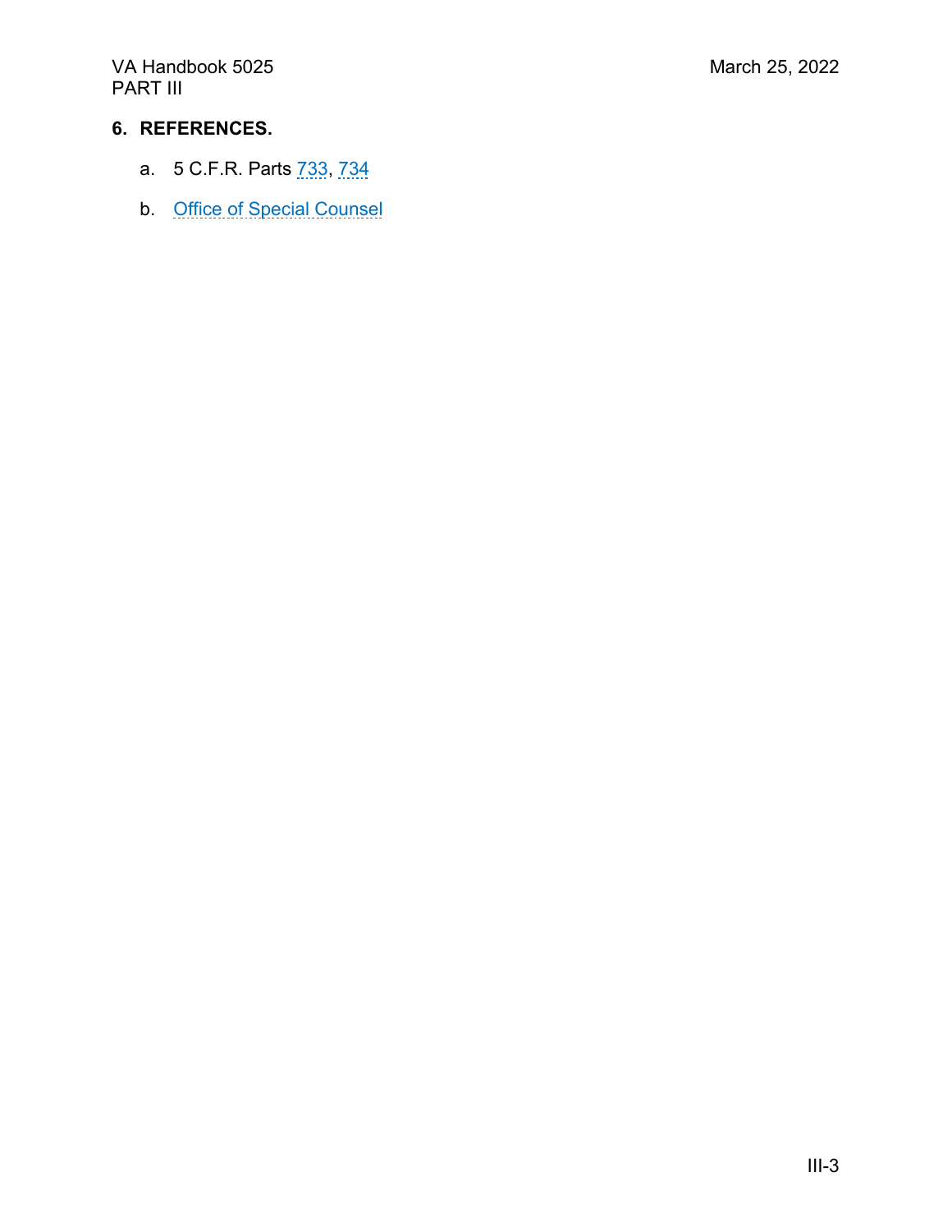## 6. REFERENCES.

a. 5 C.F.R. Parts 733, 734

b. Office of Special Counsel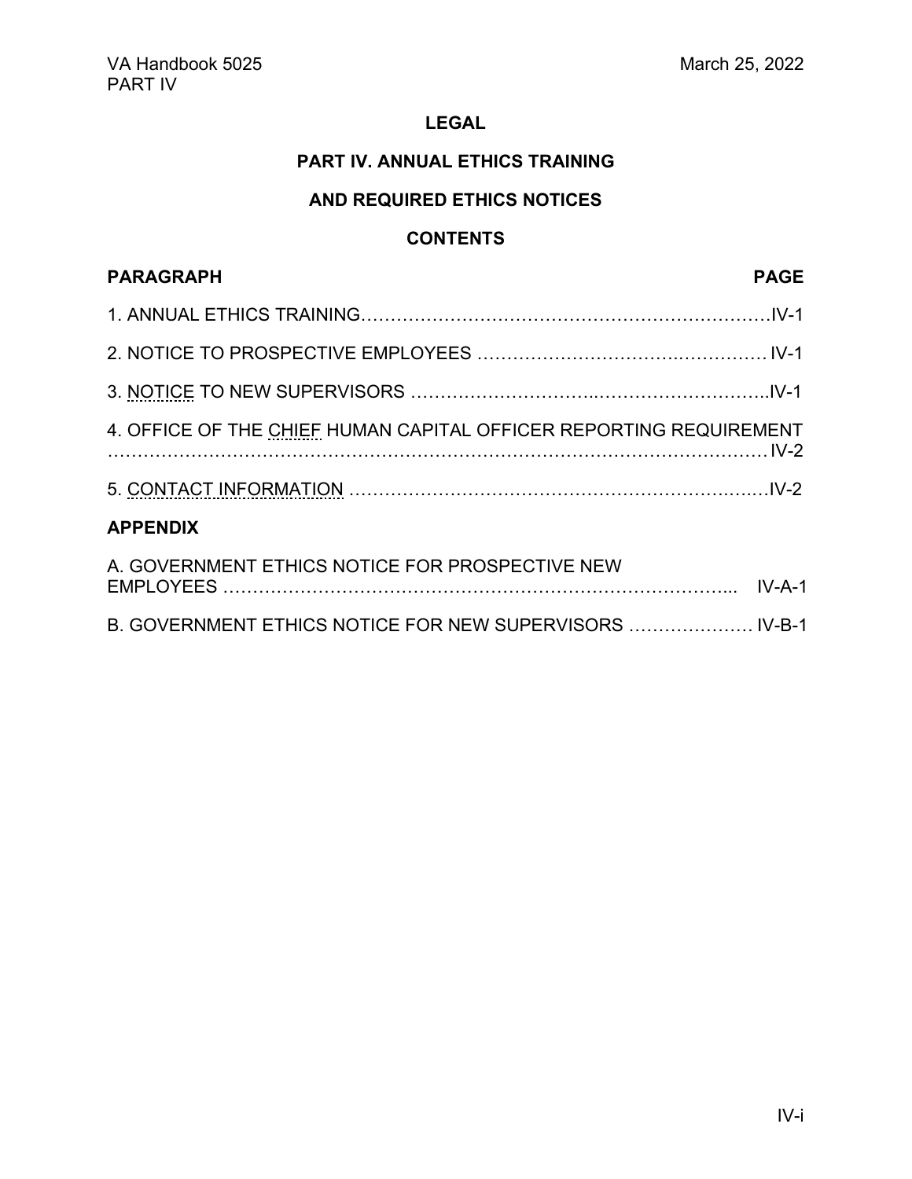**LEGAL**

# PART IV. ANNUAL ETHICS TRAINING AND REQUIRED ETHICS NOTICES

## CONTENTS

| PARAGRAPH | PAGE |
|---|---|
| 1. ANNUAL ETHICS TRAINING | IV-1 |
| 2. NOTICE TO PROSPECTIVE EMPLOYEES | IV-1 |
| 3. NOTICE TO NEW SUPERVISORS | IV-1 |
| 4. OFFICE OF THE CHIEF HUMAN CAPITAL OFFICER REPORTING REQUIREMENT | IV-2 |
| 5. CONTACT INFORMATION | IV-2 |

**APPENDIX**

| | |
|---|---|
| A. GOVERNMENT ETHICS NOTICE FOR PROSPECTIVE NEW EMPLOYEES | IV-A-1 |
| B. GOVERNMENT ETHICS NOTICE FOR NEW SUPERVISORS | IV-B-1 |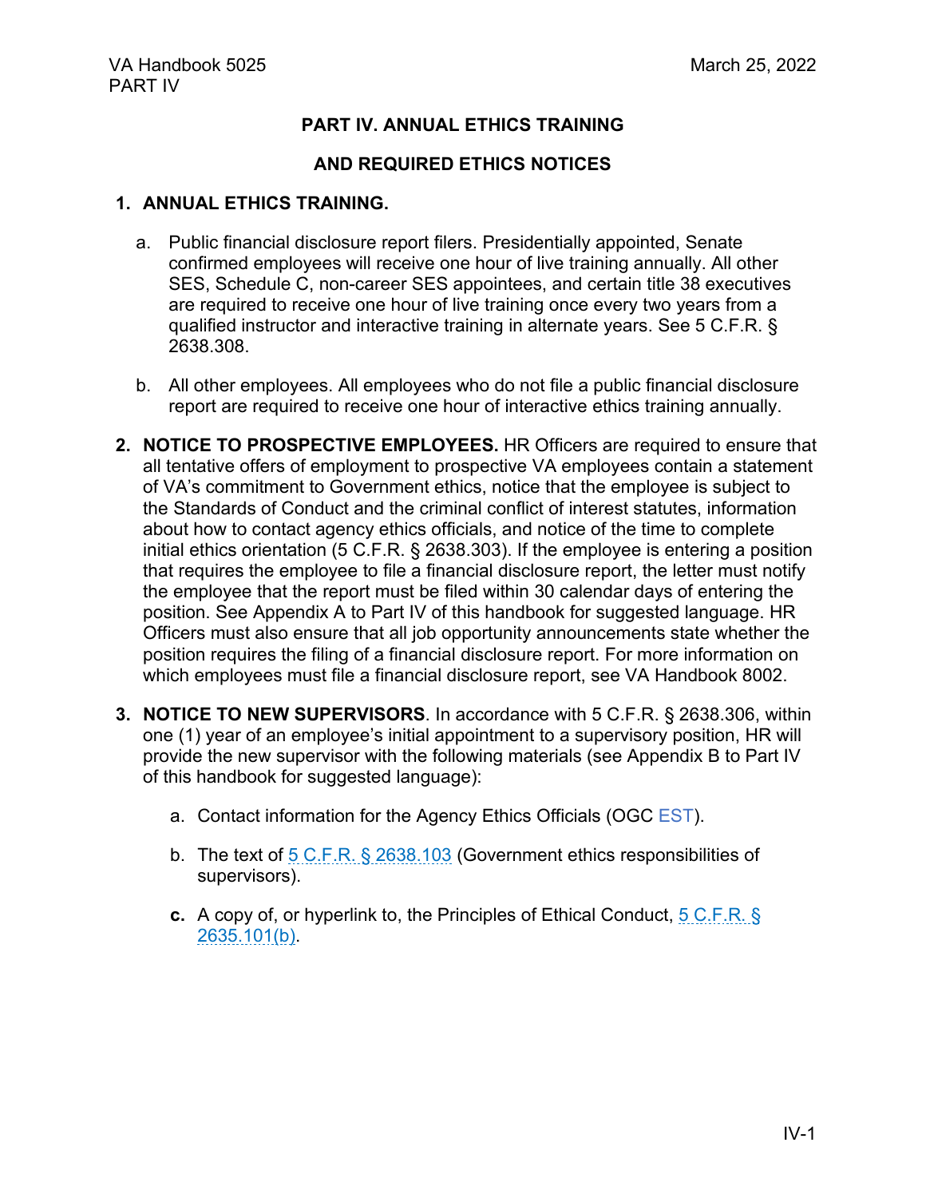# PART IV. ANNUAL ETHICS TRAINING

# AND REQUIRED ETHICS NOTICES

## 1. ANNUAL ETHICS TRAINING.

a. Public financial disclosure report filers. Presidentially appointed, Senate confirmed employees will receive one hour of live training annually. All other SES, Schedule C, non-career SES appointees, and certain title 38 executives are required to receive one hour of live training once every two years from a qualified instructor and interactive training in alternate years. See 5 C.F.R. § 2638.308.

b. All other employees. All employees who do not file a public financial disclosure report are required to receive one hour of interactive ethics training annually.

**2. NOTICE TO PROSPECTIVE EMPLOYEES.** HR Officers are required to ensure that all tentative offers of employment to prospective VA employees contain a statement of VA's commitment to Government ethics, notice that the employee is subject to the Standards of Conduct and the criminal conflict of interest statutes, information about how to contact agency ethics officials, and notice of the time to complete initial ethics orientation (5 C.F.R. § 2638.303). If the employee is entering a position that requires the employee to file a financial disclosure report, the letter must notify the employee that the report must be filed within 30 calendar days of entering the position. See Appendix A to Part IV of this handbook for suggested language. HR Officers must also ensure that all job opportunity announcements state whether the position requires the filing of a financial disclosure report. For more information on which employees must file a financial disclosure report, see VA Handbook 8002.

**3. NOTICE TO NEW SUPERVISORS**. In accordance with 5 C.F.R. § 2638.306, within one (1) year of an employee's initial appointment to a supervisory position, HR will provide the new supervisor with the following materials (see Appendix B to Part IV of this handbook for suggested language):

a. Contact information for the Agency Ethics Officials (OGC EST).

b. The text of 5 C.F.R. § 2638.103 (Government ethics responsibilities of supervisors).

**c.** A copy of, or hyperlink to, the Principles of Ethical Conduct, 5 C.F.R. § 2635.101(b).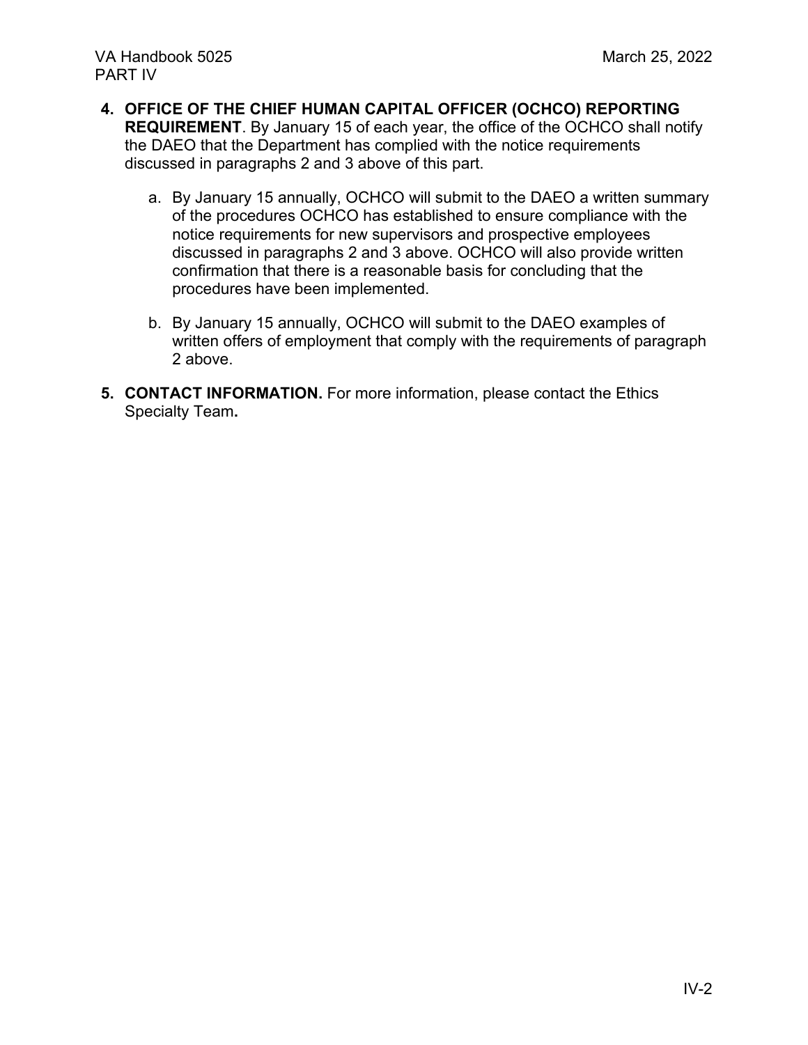**4. OFFICE OF THE CHIEF HUMAN CAPITAL OFFICER (OCHCO) REPORTING REQUIREMENT**. By January 15 of each year, the office of the OCHCO shall notify the DAEO that the Department has complied with the notice requirements discussed in paragraphs 2 and 3 above of this part.

a. By January 15 annually, OCHCO will submit to the DAEO a written summary of the procedures OCHCO has established to ensure compliance with the notice requirements for new supervisors and prospective employees discussed in paragraphs 2 and 3 above. OCHCO will also provide written confirmation that there is a reasonable basis for concluding that the procedures have been implemented.

b. By January 15 annually, OCHCO will submit to the DAEO examples of written offers of employment that comply with the requirements of paragraph 2 above.

**5. CONTACT INFORMATION.** For more information, please contact the Ethics Specialty Team**.**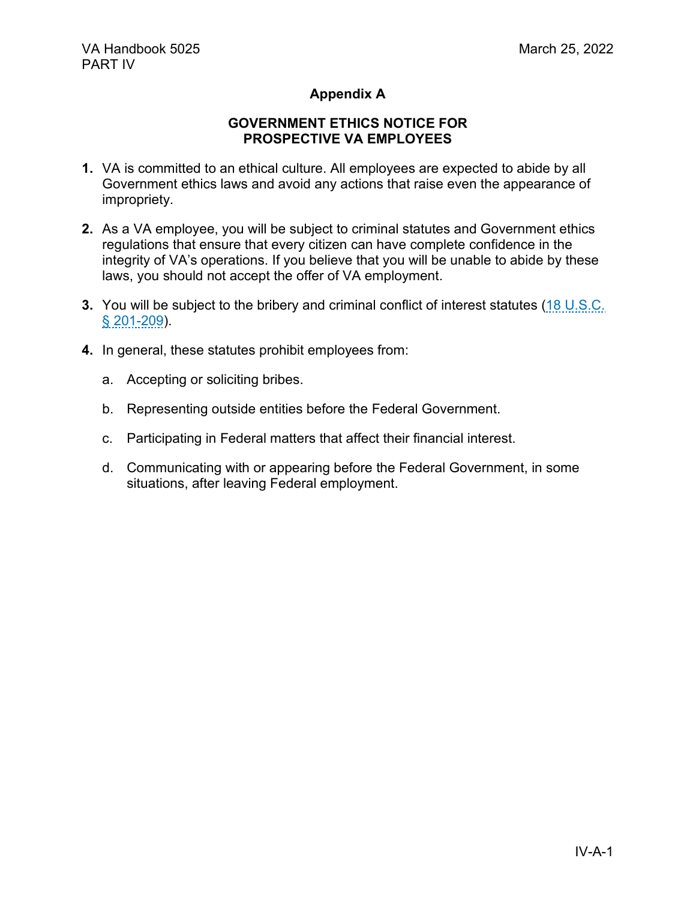## Appendix A

### GOVERNMENT ETHICS NOTICE FOR PROSPECTIVE VA EMPLOYEES

**1.** VA is committed to an ethical culture. All employees are expected to abide by all Government ethics laws and avoid any actions that raise even the appearance of impropriety.

**2.** As a VA employee, you will be subject to criminal statutes and Government ethics regulations that ensure that every citizen can have complete confidence in the integrity of VA's operations. If you believe that you will be unable to abide by these laws, you should not accept the offer of VA employment.

**3.** You will be subject to the bribery and criminal conflict of interest statutes (18 U.S.C. § 201-209).

**4.** In general, these statutes prohibit employees from:

a. Accepting or soliciting bribes.

b. Representing outside entities before the Federal Government.

c. Participating in Federal matters that affect their financial interest.

d. Communicating with or appearing before the Federal Government, in some situations, after leaving Federal employment.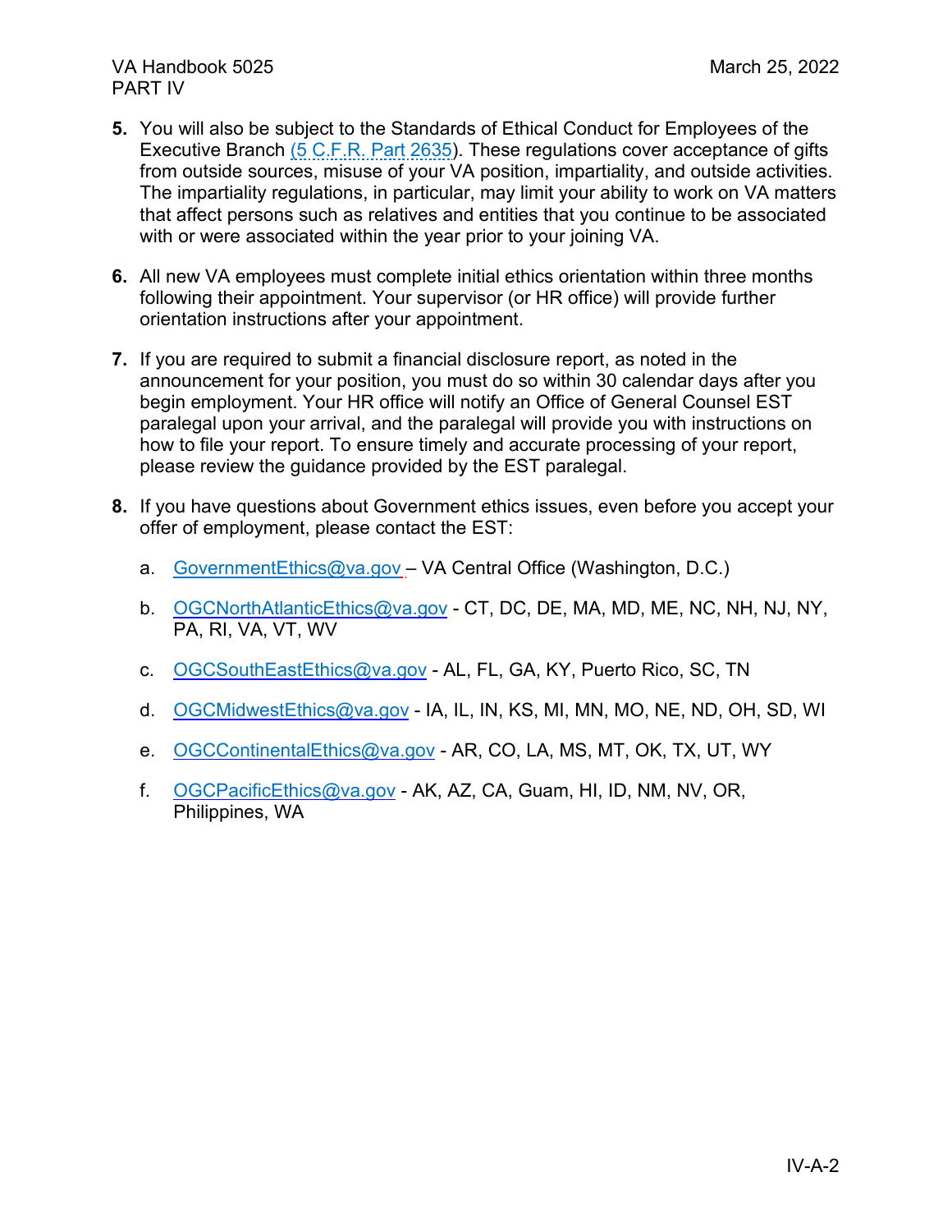5. You will also be subject to the Standards of Ethical Conduct for Employees of the Executive Branch (5 C.F.R. Part 2635). These regulations cover acceptance of gifts from outside sources, misuse of your VA position, impartiality, and outside activities. The impartiality regulations, in particular, may limit your ability to work on VA matters that affect persons such as relatives and entities that you continue to be associated with or were associated within the year prior to your joining VA.

6. All new VA employees must complete initial ethics orientation within three months following their appointment. Your supervisor (or HR office) will provide further orientation instructions after your appointment.

7. If you are required to submit a financial disclosure report, as noted in the announcement for your position, you must do so within 30 calendar days after you begin employment. Your HR office will notify an Office of General Counsel EST paralegal upon your arrival, and the paralegal will provide you with instructions on how to file your report. To ensure timely and accurate processing of your report, please review the guidance provided by the EST paralegal.

8. If you have questions about Government ethics issues, even before you accept your offer of employment, please contact the EST:

   a. GovernmentEthics@va.gov – VA Central Office (Washington, D.C.)

   b. OGCNorthAtlanticEthics@va.gov - CT, DC, DE, MA, MD, ME, NC, NH, NJ, NY, PA, RI, VA, VT, WV

   c. OGCSouthEastEthics@va.gov - AL, FL, GA, KY, Puerto Rico, SC, TN

   d. OGCMidwestEthics@va.gov - IA, IL, IN, KS, MI, MN, MO, NE, ND, OH, SD, WI

   e. OGCContinentalEthics@va.gov - AR, CO, LA, MS, MT, OK, TX, UT, WY

   f. OGCPacificEthics@va.gov - AK, AZ, CA, Guam, HI, ID, NM, NV, OR, Philippines, WA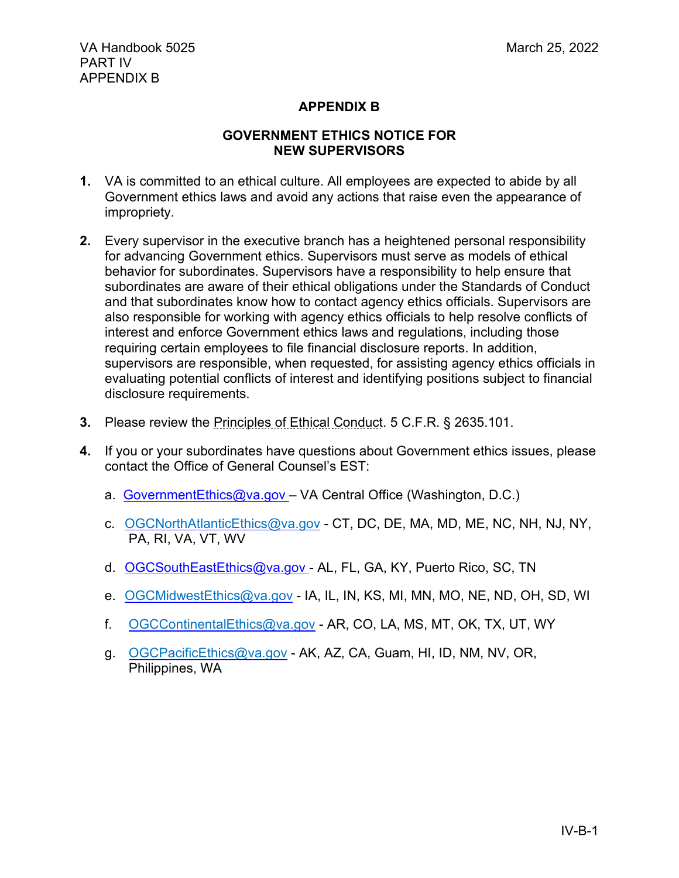## APPENDIX B

## GOVERNMENT ETHICS NOTICE FOR NEW SUPERVISORS

1. VA is committed to an ethical culture. All employees are expected to abide by all Government ethics laws and avoid any actions that raise even the appearance of impropriety.

2. Every supervisor in the executive branch has a heightened personal responsibility for advancing Government ethics. Supervisors must serve as models of ethical behavior for subordinates. Supervisors have a responsibility to help ensure that subordinates are aware of their ethical obligations under the Standards of Conduct and that subordinates know how to contact agency ethics officials. Supervisors are also responsible for working with agency ethics officials to help resolve conflicts of interest and enforce Government ethics laws and regulations, including those requiring certain employees to file financial disclosure reports. In addition, supervisors are responsible, when requested, for assisting agency ethics officials in evaluating potential conflicts of interest and identifying positions subject to financial disclosure requirements.

3. Please review the Principles of Ethical Conduct. 5 C.F.R. § 2635.101.

4. If you or your subordinates have questions about Government ethics issues, please contact the Office of General Counsel's EST:

   a. GovernmentEthics@va.gov – VA Central Office (Washington, D.C.)

   c. OGCNorthAtlanticEthics@va.gov - CT, DC, DE, MA, MD, ME, NC, NH, NJ, NY, PA, RI, VA, VT, WV

   d. OGCSouthEastEthics@va.gov - AL, FL, GA, KY, Puerto Rico, SC, TN

   e. OGCMidwestEthics@va.gov - IA, IL, IN, KS, MI, MN, MO, NE, ND, OH, SD, WI

   f. OGCContinentalEthics@va.gov - AR, CO, LA, MS, MT, OK, TX, UT, WY

   g. OGCPacificEthics@va.gov - AK, AZ, CA, Guam, HI, ID, NM, NV, OR, Philippines, WA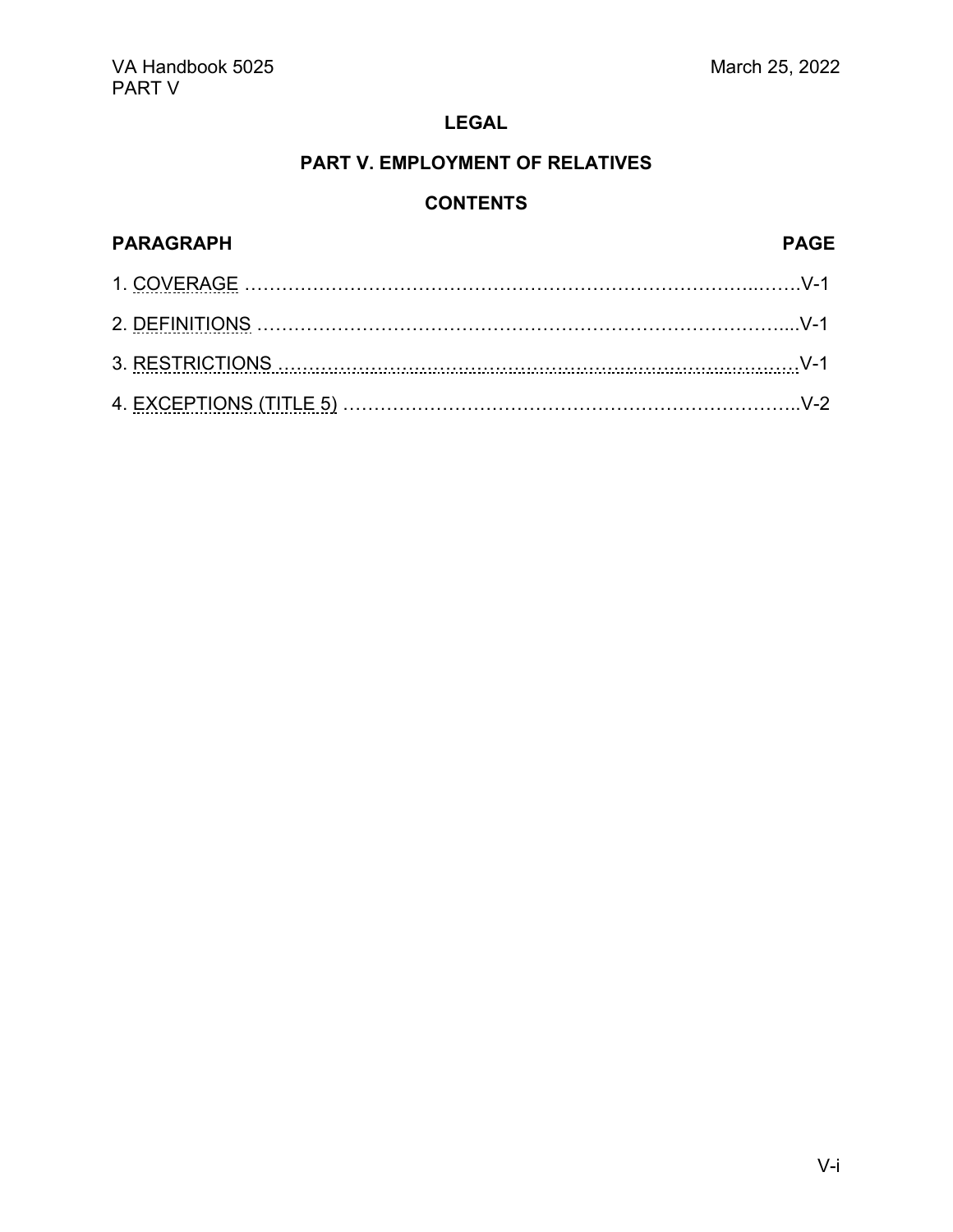**LEGAL**

## PART V. EMPLOYMENT OF RELATIVES

**CONTENTS**

| PARAGRAPH | PAGE |
|---|---|
| 1. COVERAGE | V-1 |
| 2. DEFINITIONS | V-1 |
| 3. RESTRICTIONS | V-1 |
| 4. EXCEPTIONS (TITLE 5) | V-2 |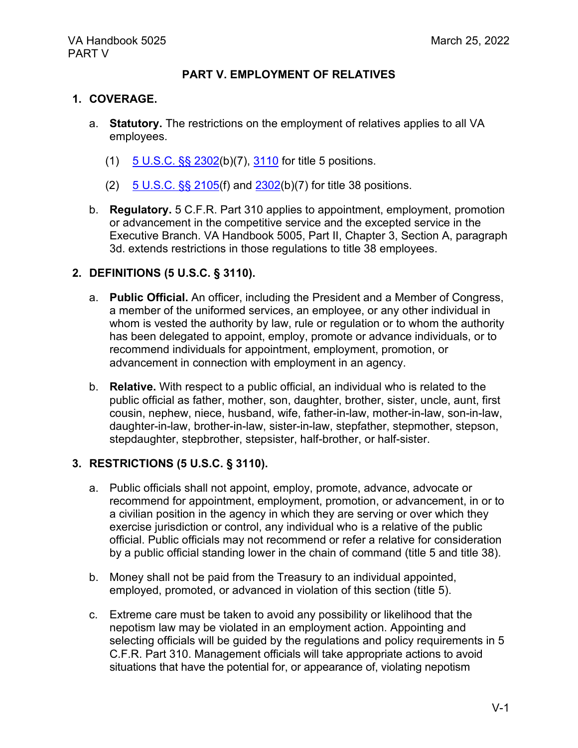## PART V. EMPLOYMENT OF RELATIVES

### 1. COVERAGE.

a. **Statutory.** The restrictions on the employment of relatives applies to all VA employees.

   (1) 5 U.S.C. §§ 2302(b)(7), 3110 for title 5 positions.

   (2) 5 U.S.C. §§ 2105(f) and 2302(b)(7) for title 38 positions.

b. **Regulatory.** 5 C.F.R. Part 310 applies to appointment, employment, promotion or advancement in the competitive service and the excepted service in the Executive Branch. VA Handbook 5005, Part II, Chapter 3, Section A, paragraph 3d. extends restrictions in those regulations to title 38 employees.

### 2. DEFINITIONS (5 U.S.C. § 3110).

a. **Public Official.** An officer, including the President and a Member of Congress, a member of the uniformed services, an employee, or any other individual in whom is vested the authority by law, rule or regulation or to whom the authority has been delegated to appoint, employ, promote or advance individuals, or to recommend individuals for appointment, employment, promotion, or advancement in connection with employment in an agency.

b. **Relative.** With respect to a public official, an individual who is related to the public official as father, mother, son, daughter, brother, sister, uncle, aunt, first cousin, nephew, niece, husband, wife, father-in-law, mother-in-law, son-in-law, daughter-in-law, brother-in-law, sister-in-law, stepfather, stepmother, stepson, stepdaughter, stepbrother, stepsister, half-brother, or half-sister.

### 3. RESTRICTIONS (5 U.S.C. § 3110).

a. Public officials shall not appoint, employ, promote, advance, advocate or recommend for appointment, employment, promotion, or advancement, in or to a civilian position in the agency in which they are serving or over which they exercise jurisdiction or control, any individual who is a relative of the public official. Public officials may not recommend or refer a relative for consideration by a public official standing lower in the chain of command (title 5 and title 38).

b. Money shall not be paid from the Treasury to an individual appointed, employed, promoted, or advanced in violation of this section (title 5).

c. Extreme care must be taken to avoid any possibility or likelihood that the nepotism law may be violated in an employment action. Appointing and selecting officials will be guided by the regulations and policy requirements in 5 C.F.R. Part 310. Management officials will take appropriate actions to avoid situations that have the potential for, or appearance of, violating nepotism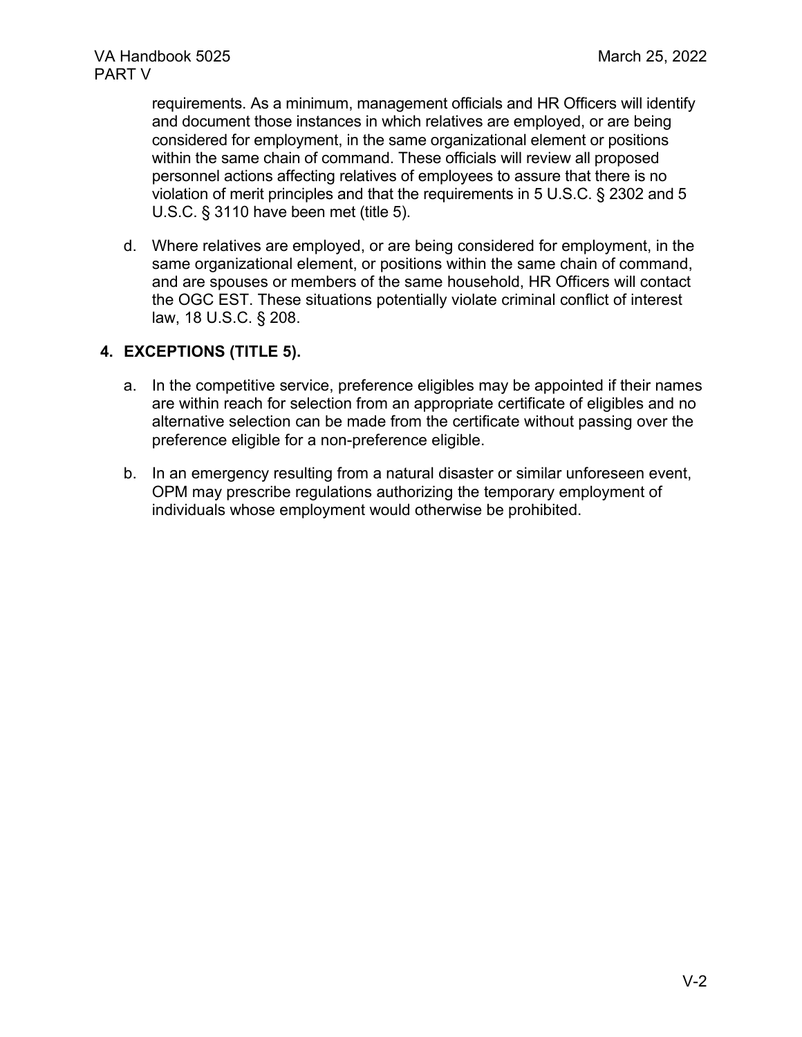requirements. As a minimum, management officials and HR Officers will identify and document those instances in which relatives are employed, or are being considered for employment, in the same organizational element or positions within the same chain of command. These officials will review all proposed personnel actions affecting relatives of employees to assure that there is no violation of merit principles and that the requirements in 5 U.S.C. § 2302 and 5 U.S.C. § 3110 have been met (title 5).

d. Where relatives are employed, or are being considered for employment, in the same organizational element, or positions within the same chain of command, and are spouses or members of the same household, HR Officers will contact the OGC EST. These situations potentially violate criminal conflict of interest law, 18 U.S.C. § 208.

## 4. EXCEPTIONS (TITLE 5).

a. In the competitive service, preference eligibles may be appointed if their names are within reach for selection from an appropriate certificate of eligibles and no alternative selection can be made from the certificate without passing over the preference eligible for a non-preference eligible.

b. In an emergency resulting from a natural disaster or similar unforeseen event, OPM may prescribe regulations authorizing the temporary employment of individuals whose employment would otherwise be prohibited.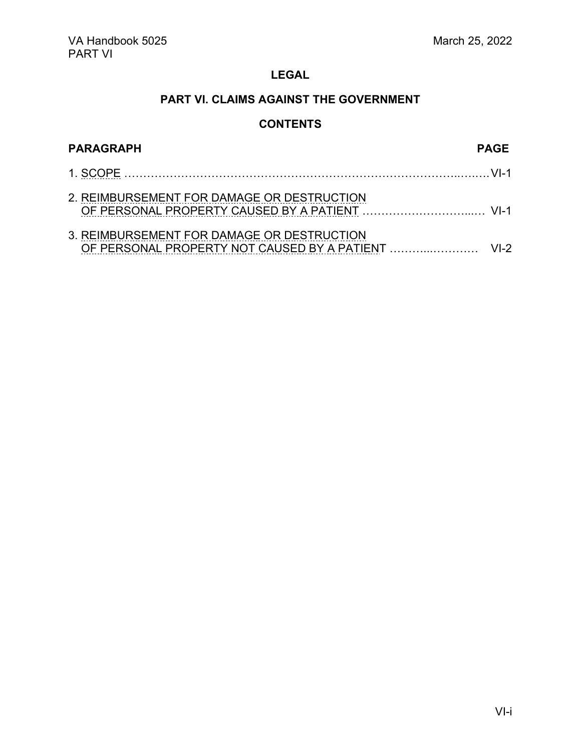## LEGAL

## PART VI. CLAIMS AGAINST THE GOVERNMENT

### CONTENTS

| PARAGRAPH | PAGE |
|---|---|
| 1. SCOPE | VI-1 |
| 2. REIMBURSEMENT FOR DAMAGE OR DESTRUCTION OF PERSONAL PROPERTY CAUSED BY A PATIENT | VI-1 |
| 3. REIMBURSEMENT FOR DAMAGE OR DESTRUCTION OF PERSONAL PROPERTY NOT CAUSED BY A PATIENT | VI-2 |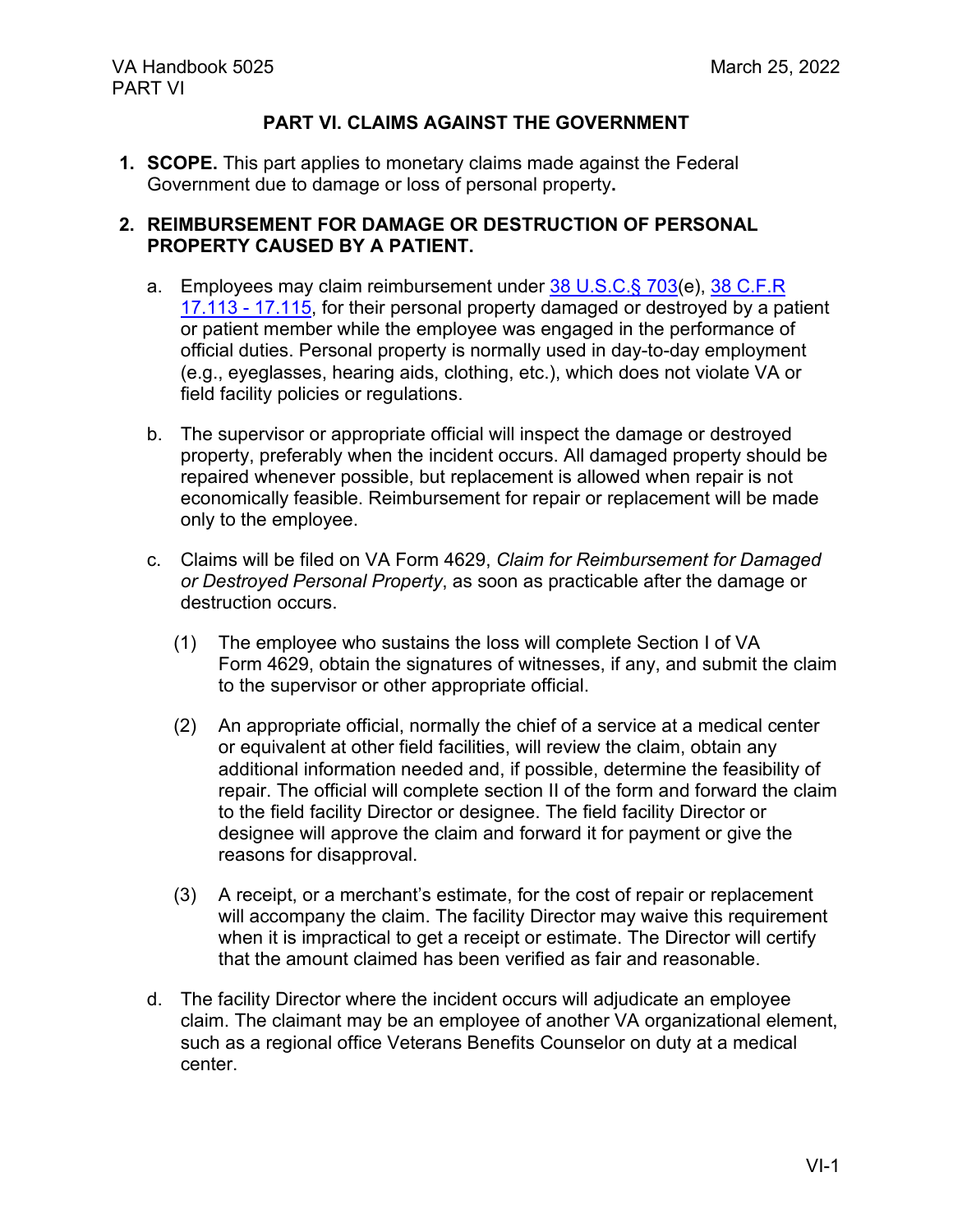## PART VI. CLAIMS AGAINST THE GOVERNMENT

1. **SCOPE.** This part applies to monetary claims made against the Federal Government due to damage or loss of personal property**.**

2. **REIMBURSEMENT FOR DAMAGE OR DESTRUCTION OF PERSONAL PROPERTY CAUSED BY A PATIENT.**

   a. Employees may claim reimbursement under 38 U.S.C.§ 703(e), 38 C.F.R 17.113 - 17.115, for their personal property damaged or destroyed by a patient or patient member while the employee was engaged in the performance of official duties. Personal property is normally used in day-to-day employment (e.g., eyeglasses, hearing aids, clothing, etc.), which does not violate VA or field facility policies or regulations.

   b. The supervisor or appropriate official will inspect the damage or destroyed property, preferably when the incident occurs. All damaged property should be repaired whenever possible, but replacement is allowed when repair is not economically feasible. Reimbursement for repair or replacement will be made only to the employee.

   c. Claims will be filed on VA Form 4629, *Claim for Reimbursement for Damaged or Destroyed Personal Property*, as soon as practicable after the damage or destruction occurs.

      (1) The employee who sustains the loss will complete Section I of VA Form 4629, obtain the signatures of witnesses, if any, and submit the claim to the supervisor or other appropriate official.

      (2) An appropriate official, normally the chief of a service at a medical center or equivalent at other field facilities, will review the claim, obtain any additional information needed and, if possible, determine the feasibility of repair. The official will complete section II of the form and forward the claim to the field facility Director or designee. The field facility Director or designee will approve the claim and forward it for payment or give the reasons for disapproval.

      (3) A receipt, or a merchant's estimate, for the cost of repair or replacement will accompany the claim. The facility Director may waive this requirement when it is impractical to get a receipt or estimate. The Director will certify that the amount claimed has been verified as fair and reasonable.

   d. The facility Director where the incident occurs will adjudicate an employee claim. The claimant may be an employee of another VA organizational element, such as a regional office Veterans Benefits Counselor on duty at a medical center.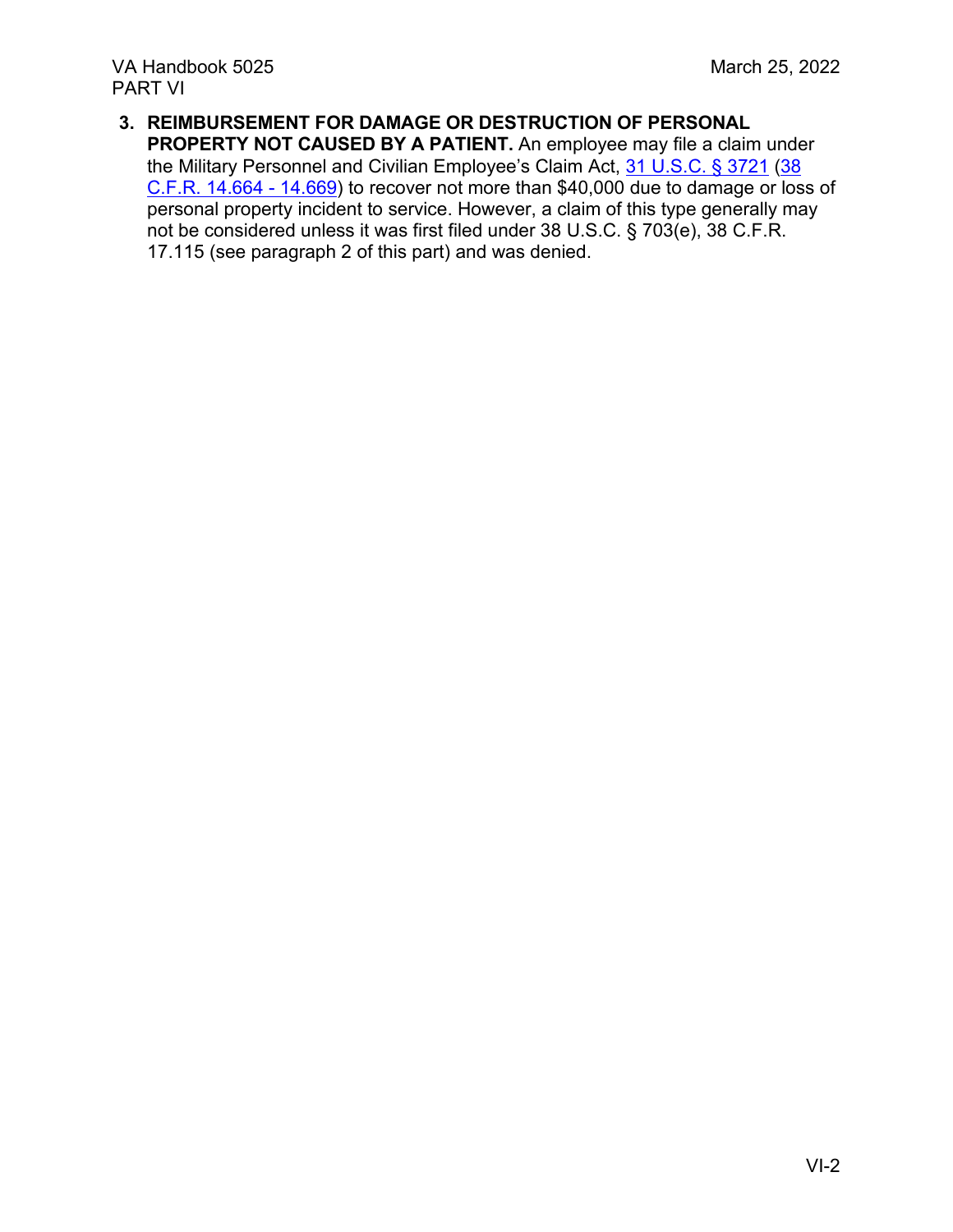**3. REIMBURSEMENT FOR DAMAGE OR DESTRUCTION OF PERSONAL PROPERTY NOT CAUSED BY A PATIENT.** An employee may file a claim under the Military Personnel and Civilian Employee's Claim Act, 31 U.S.C. § 3721 (38 C.F.R. 14.664 - 14.669) to recover not more than $40,000 due to damage or loss of personal property incident to service. However, a claim of this type generally may not be considered unless it was first filed under 38 U.S.C. § 703(e), 38 C.F.R. 17.115 (see paragraph 2 of this part) and was denied.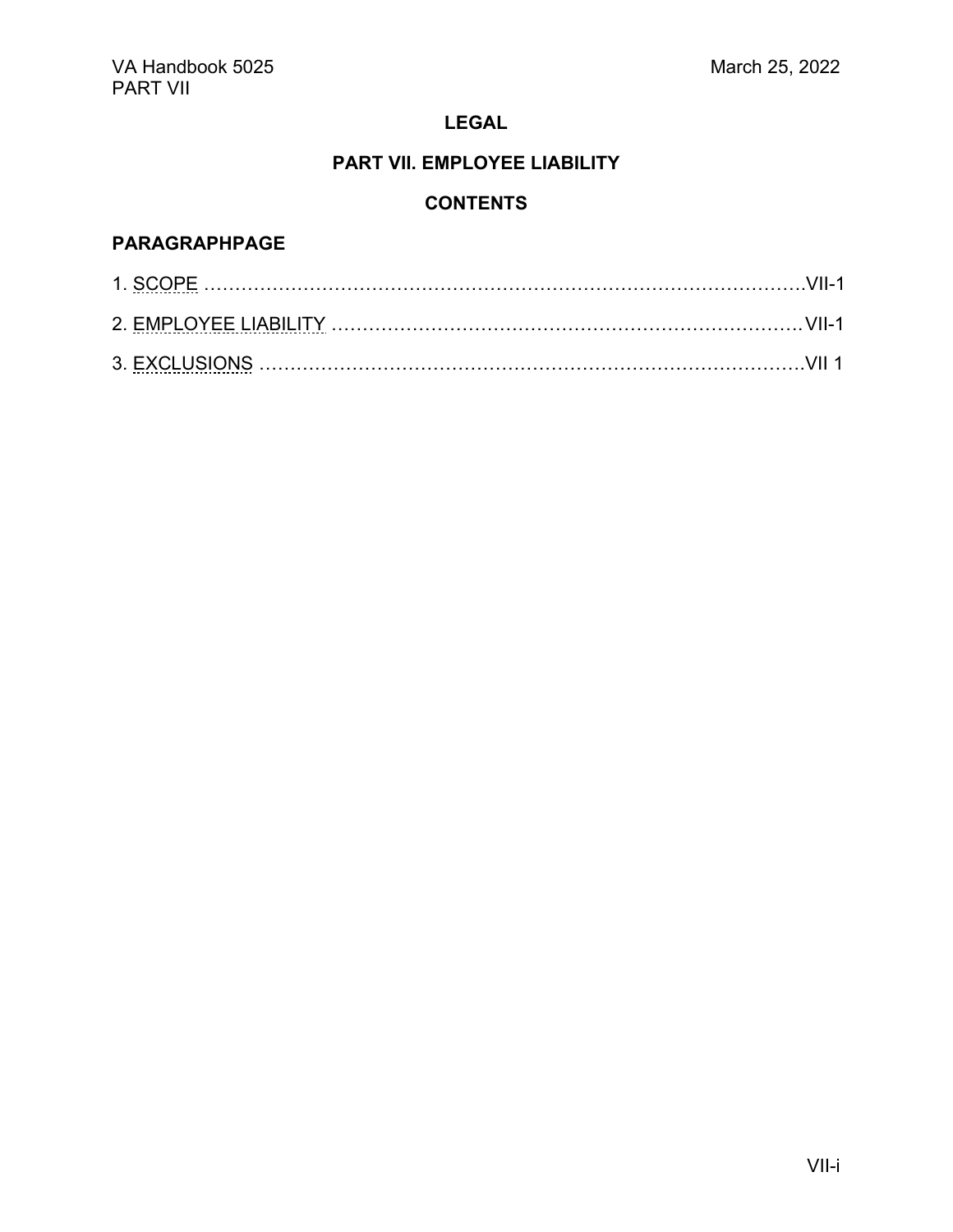## LEGAL

## PART VII. EMPLOYEE LIABILITY

## CONTENTS

**PARAGRAPHPAGE**

1. SCOPE ……………………………………………………………………………….VII-1
2. EMPLOYEE LIABILITY ……………………………………………………………….VII-1
3. EXCLUSIONS ………………………………………………………………………….VII 1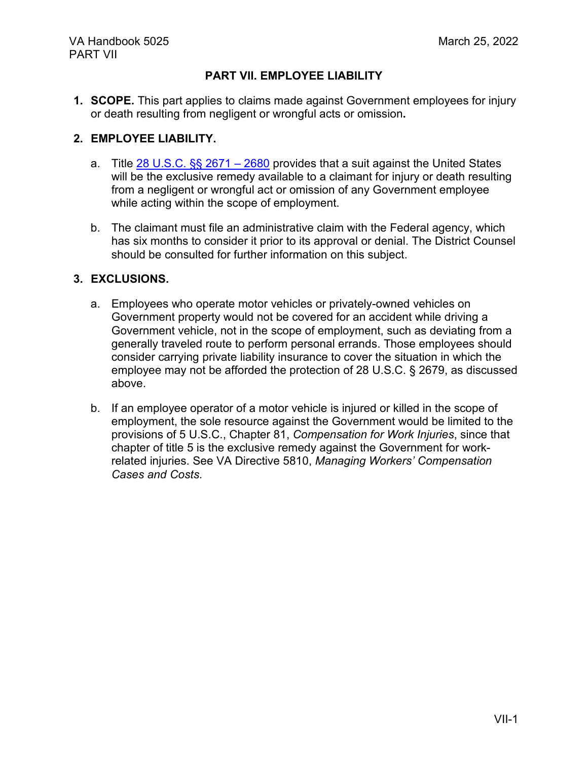# PART VII. EMPLOYEE LIABILITY

1. **SCOPE.** This part applies to claims made against Government employees for injury or death resulting from negligent or wrongful acts or omission**.**

2. **EMPLOYEE LIABILITY.**

   a. Title [28 U.S.C. §§ 2671 – 2680]() provides that a suit against the United States will be the exclusive remedy available to a claimant for injury or death resulting from a negligent or wrongful act or omission of any Government employee while acting within the scope of employment.

   b. The claimant must file an administrative claim with the Federal agency, which has six months to consider it prior to its approval or denial. The District Counsel should be consulted for further information on this subject.

3. **EXCLUSIONS.**

   a. Employees who operate motor vehicles or privately-owned vehicles on Government property would not be covered for an accident while driving a Government vehicle, not in the scope of employment, such as deviating from a generally traveled route to perform personal errands. Those employees should consider carrying private liability insurance to cover the situation in which the employee may not be afforded the protection of 28 U.S.C. § 2679, as discussed above.

   b. If an employee operator of a motor vehicle is injured or killed in the scope of employment, the sole resource against the Government would be limited to the provisions of 5 U.S.C., Chapter 81, *Compensation for Work Injuries*, since that chapter of title 5 is the exclusive remedy against the Government for work-related injuries. See VA Directive 5810, *Managing Workers' Compensation Cases and Costs*.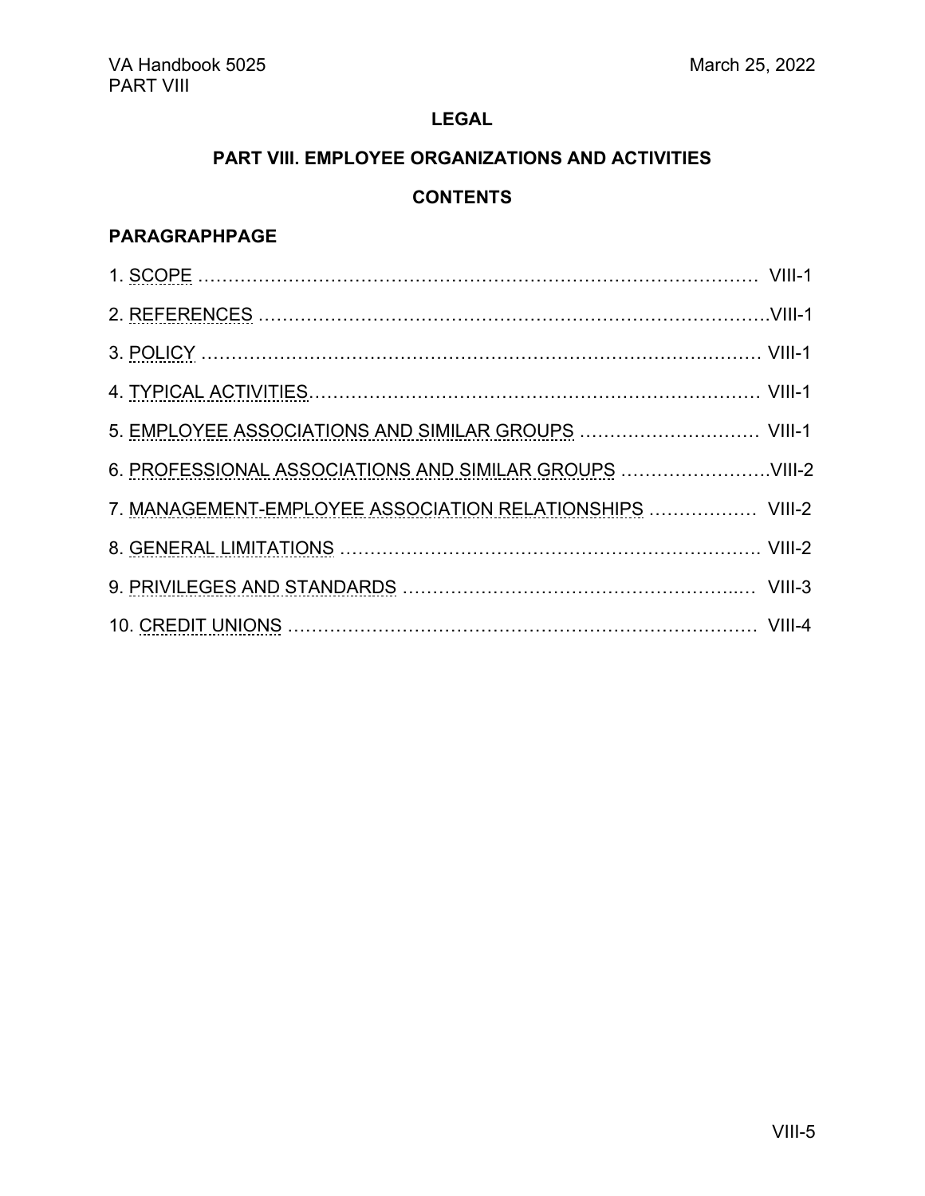## LEGAL

## PART VIII. EMPLOYEE ORGANIZATIONS AND ACTIVITIES

## CONTENTS

**PARAGRAPHPAGE**

1. SCOPE ………………………………………………………………………………… VIII-1
2. REFERENCES ………………………………………………………………………….VIII-1
3. POLICY ………………………………………………………………………………. VIII-1
4. TYPICAL ACTIVITIES………………………………………………………………… VIII-1
5. EMPLOYEE ASSOCIATIONS AND SIMILAR GROUPS ………………………… VIII-1
6. PROFESSIONAL ASSOCIATIONS AND SIMILAR GROUPS ……………………VIII-2
7. MANAGEMENT-EMPLOYEE ASSOCIATION RELATIONSHIPS ……………… VIII-2
8. GENERAL LIMITATIONS ……………………………………………………………. VIII-2
9. PRIVILEGES AND STANDARDS ……………………………………………...… VIII-3
10. CREDIT UNIONS …………………………………………………………………… VIII-4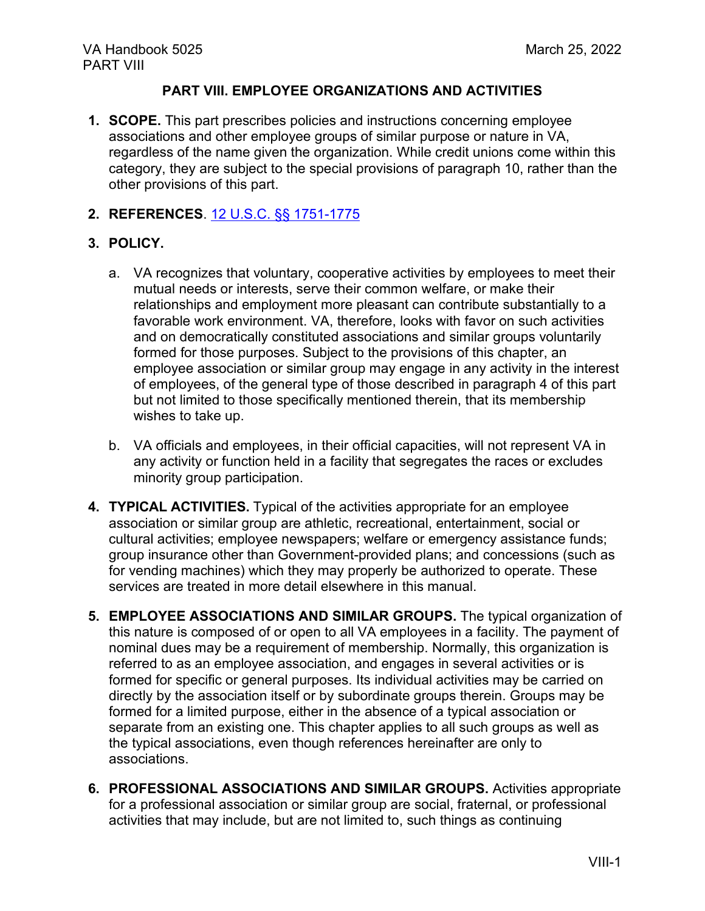## PART VIII. EMPLOYEE ORGANIZATIONS AND ACTIVITIES

1. **SCOPE.** This part prescribes policies and instructions concerning employee associations and other employee groups of similar purpose or nature in VA, regardless of the name given the organization. While credit unions come within this category, they are subject to the special provisions of paragraph 10, rather than the other provisions of this part.

2. **REFERENCES**. [12 U.S.C. §§ 1751-1775]()

3. **POLICY.**

   a. VA recognizes that voluntary, cooperative activities by employees to meet their mutual needs or interests, serve their common welfare, or make their relationships and employment more pleasant can contribute substantially to a favorable work environment. VA, therefore, looks with favor on such activities and on democratically constituted associations and similar groups voluntarily formed for those purposes. Subject to the provisions of this chapter, an employee association or similar group may engage in any activity in the interest of employees, of the general type of those described in paragraph 4 of this part but not limited to those specifically mentioned therein, that its membership wishes to take up.

   b. VA officials and employees, in their official capacities, will not represent VA in any activity or function held in a facility that segregates the races or excludes minority group participation.

4. **TYPICAL ACTIVITIES.** Typical of the activities appropriate for an employee association or similar group are athletic, recreational, entertainment, social or cultural activities; employee newspapers; welfare or emergency assistance funds; group insurance other than Government-provided plans; and concessions (such as for vending machines) which they may properly be authorized to operate. These services are treated in more detail elsewhere in this manual.

5. **EMPLOYEE ASSOCIATIONS AND SIMILAR GROUPS.** The typical organization of this nature is composed of or open to all VA employees in a facility. The payment of nominal dues may be a requirement of membership. Normally, this organization is referred to as an employee association, and engages in several activities or is formed for specific or general purposes. Its individual activities may be carried on directly by the association itself or by subordinate groups therein. Groups may be formed for a limited purpose, either in the absence of a typical association or separate from an existing one. This chapter applies to all such groups as well as the typical associations, even though references hereinafter are only to associations.

6. **PROFESSIONAL ASSOCIATIONS AND SIMILAR GROUPS.** Activities appropriate for a professional association or similar group are social, fraternal, or professional activities that may include, but are not limited to, such things as continuing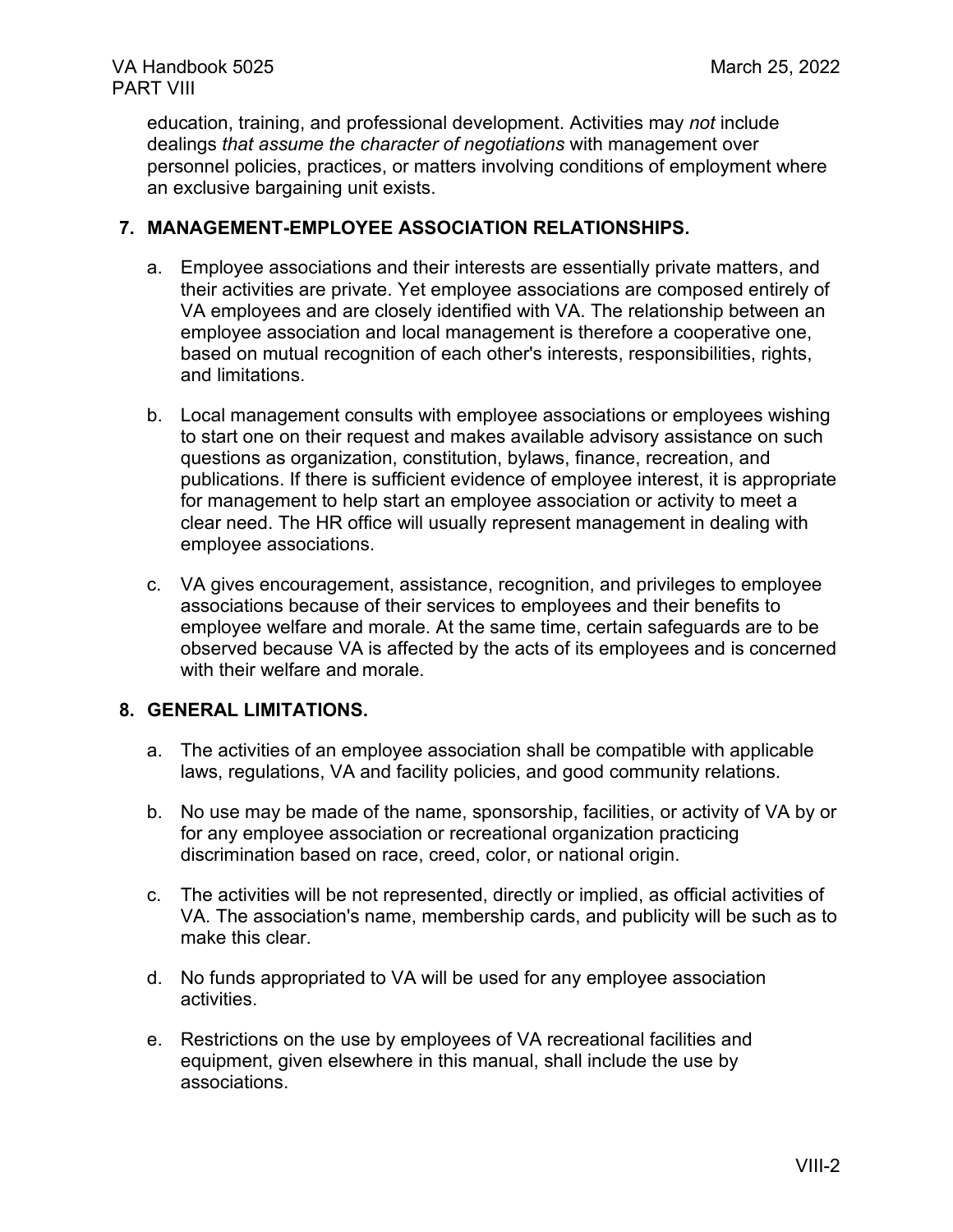education, training, and professional development. Activities may *not* include dealings *that assume the character of negotiations* with management over personnel policies, practices, or matters involving conditions of employment where an exclusive bargaining unit exists.

## 7. MANAGEMENT-EMPLOYEE ASSOCIATION RELATIONSHIPS.

a. Employee associations and their interests are essentially private matters, and their activities are private. Yet employee associations are composed entirely of VA employees and are closely identified with VA. The relationship between an employee association and local management is therefore a cooperative one, based on mutual recognition of each other's interests, responsibilities, rights, and limitations.

b. Local management consults with employee associations or employees wishing to start one on their request and makes available advisory assistance on such questions as organization, constitution, bylaws, finance, recreation, and publications. If there is sufficient evidence of employee interest, it is appropriate for management to help start an employee association or activity to meet a clear need. The HR office will usually represent management in dealing with employee associations.

c. VA gives encouragement, assistance, recognition, and privileges to employee associations because of their services to employees and their benefits to employee welfare and morale. At the same time, certain safeguards are to be observed because VA is affected by the acts of its employees and is concerned with their welfare and morale.

## 8. GENERAL LIMITATIONS.

a. The activities of an employee association shall be compatible with applicable laws, regulations, VA and facility policies, and good community relations.

b. No use may be made of the name, sponsorship, facilities, or activity of VA by or for any employee association or recreational organization practicing discrimination based on race, creed, color, or national origin.

c. The activities will be not represented, directly or implied, as official activities of VA. The association's name, membership cards, and publicity will be such as to make this clear.

d. No funds appropriated to VA will be used for any employee association activities.

e. Restrictions on the use by employees of VA recreational facilities and equipment, given elsewhere in this manual, shall include the use by associations.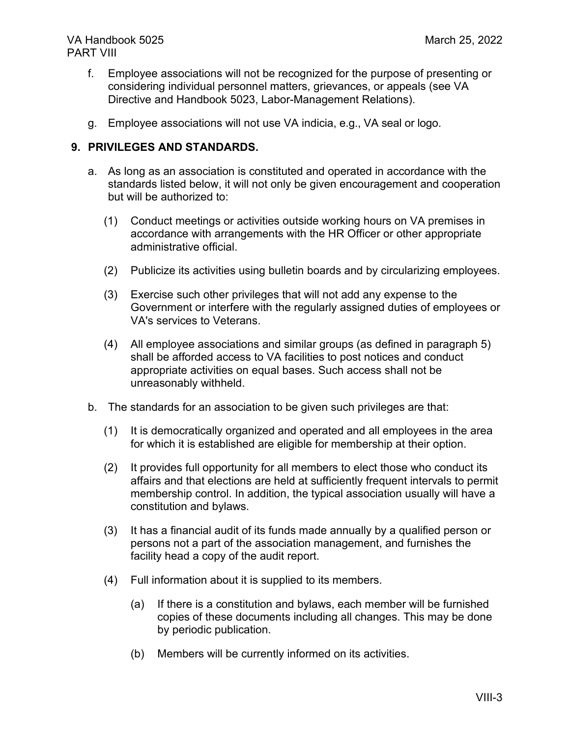f. Employee associations will not be recognized for the purpose of presenting or considering individual personnel matters, grievances, or appeals (see VA Directive and Handbook 5023, Labor-Management Relations).

g. Employee associations will not use VA indicia, e.g., VA seal or logo.

**9. PRIVILEGES AND STANDARDS.**

a. As long as an association is constituted and operated in accordance with the standards listed below, it will not only be given encouragement and cooperation but will be authorized to:

(1) Conduct meetings or activities outside working hours on VA premises in accordance with arrangements with the HR Officer or other appropriate administrative official.

(2) Publicize its activities using bulletin boards and by circularizing employees.

(3) Exercise such other privileges that will not add any expense to the Government or interfere with the regularly assigned duties of employees or VA's services to Veterans.

(4) All employee associations and similar groups (as defined in paragraph 5) shall be afforded access to VA facilities to post notices and conduct appropriate activities on equal bases. Such access shall not be unreasonably withheld.

b. The standards for an association to be given such privileges are that:

(1) It is democratically organized and operated and all employees in the area for which it is established are eligible for membership at their option.

(2) It provides full opportunity for all members to elect those who conduct its affairs and that elections are held at sufficiently frequent intervals to permit membership control. In addition, the typical association usually will have a constitution and bylaws.

(3) It has a financial audit of its funds made annually by a qualified person or persons not a part of the association management, and furnishes the facility head a copy of the audit report.

(4) Full information about it is supplied to its members.

(a) If there is a constitution and bylaws, each member will be furnished copies of these documents including all changes. This may be done by periodic publication.

(b) Members will be currently informed on its activities.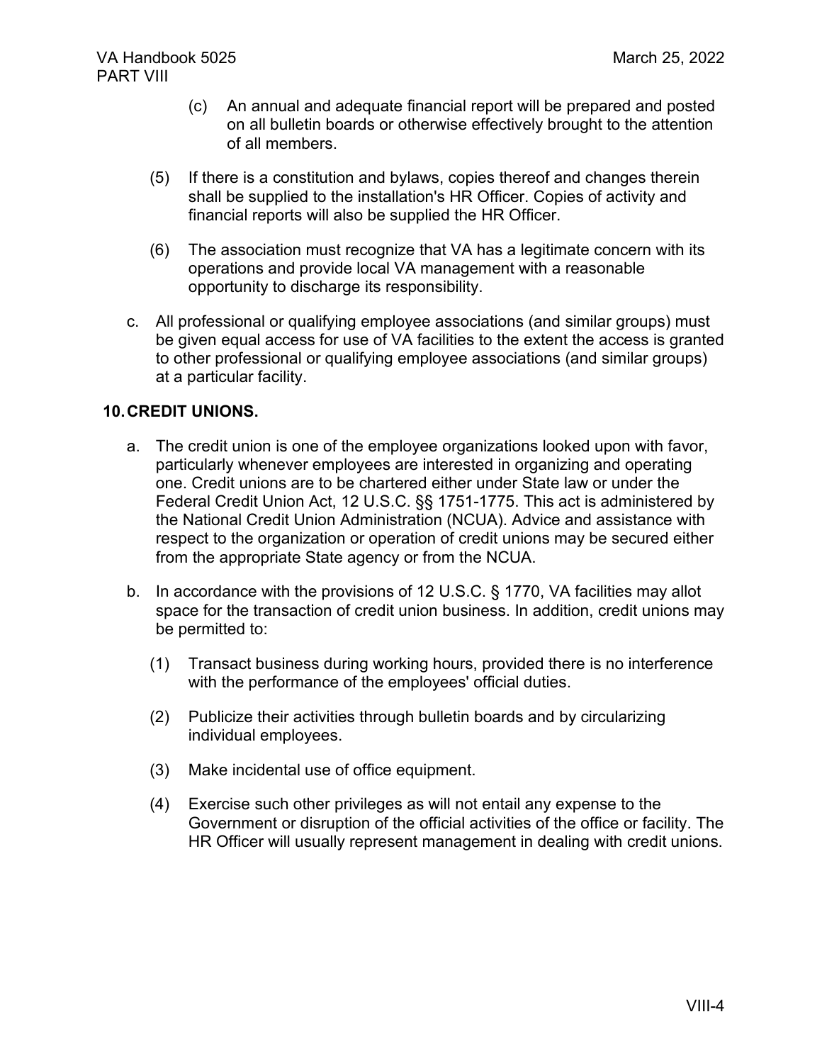(c) An annual and adequate financial report will be prepared and posted on all bulletin boards or otherwise effectively brought to the attention of all members.

(5) If there is a constitution and bylaws, copies thereof and changes therein shall be supplied to the installation's HR Officer. Copies of activity and financial reports will also be supplied the HR Officer.

(6) The association must recognize that VA has a legitimate concern with its operations and provide local VA management with a reasonable opportunity to discharge its responsibility.

c. All professional or qualifying employee associations (and similar groups) must be given equal access for use of VA facilities to the extent the access is granted to other professional or qualifying employee associations (and similar groups) at a particular facility.

## 10. CREDIT UNIONS.

a. The credit union is one of the employee organizations looked upon with favor, particularly whenever employees are interested in organizing and operating one. Credit unions are to be chartered either under State law or under the Federal Credit Union Act, 12 U.S.C. §§ 1751-1775. This act is administered by the National Credit Union Administration (NCUA). Advice and assistance with respect to the organization or operation of credit unions may be secured either from the appropriate State agency or from the NCUA.

b. In accordance with the provisions of 12 U.S.C. § 1770, VA facilities may allot space for the transaction of credit union business. In addition, credit unions may be permitted to:

(1) Transact business during working hours, provided there is no interference with the performance of the employees' official duties.

(2) Publicize their activities through bulletin boards and by circularizing individual employees.

(3) Make incidental use of office equipment.

(4) Exercise such other privileges as will not entail any expense to the Government or disruption of the official activities of the office or facility. The HR Officer will usually represent management in dealing with credit unions.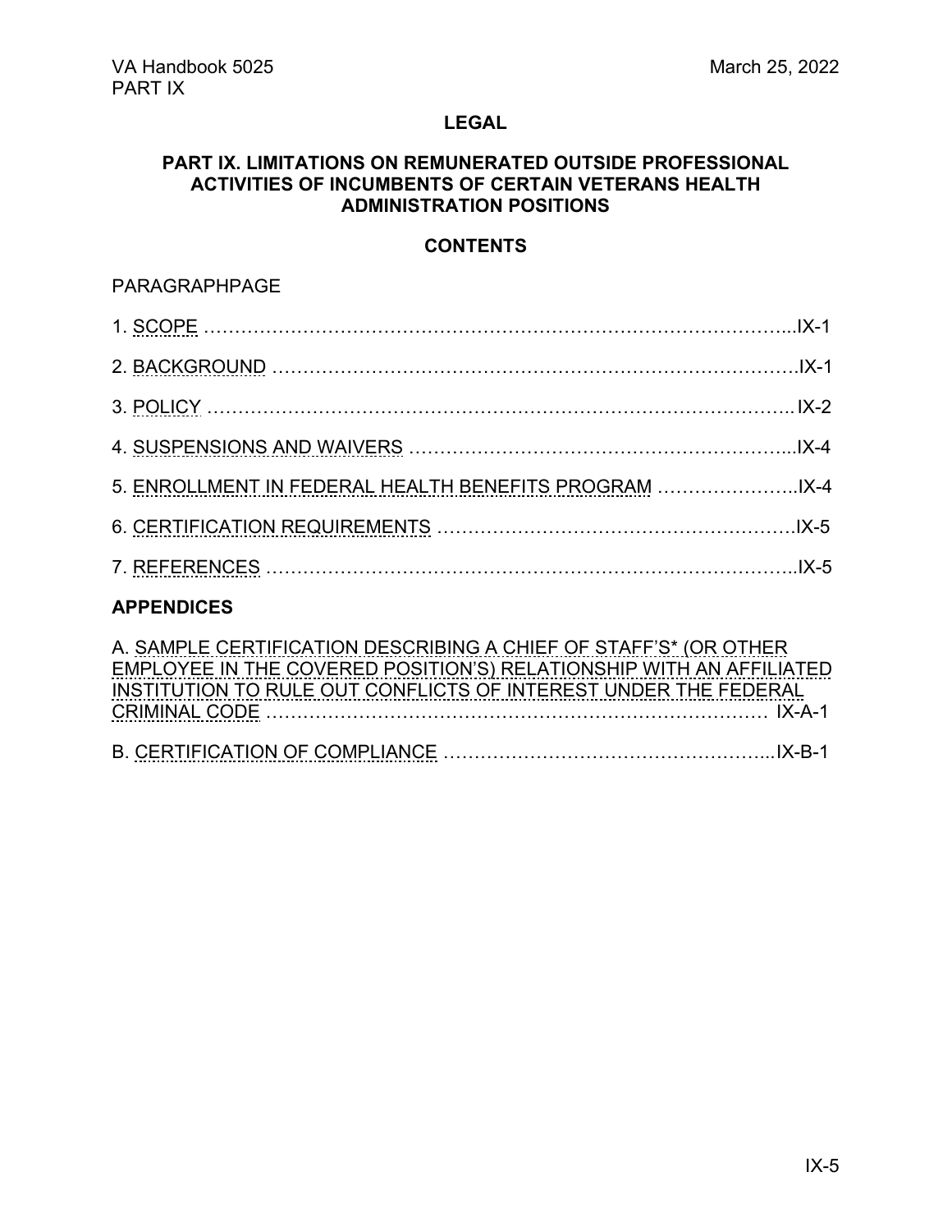# LEGAL

## PART IX. LIMITATIONS ON REMUNERATED OUTSIDE PROFESSIONAL ACTIVITIES OF INCUMBENTS OF CERTAIN VETERANS HEALTH ADMINISTRATION POSITIONS

### CONTENTS

PARAGRAPHPAGE

1. SCOPE ………………………………………………………………………………...IX-1
2. BACKGROUND ……………………………………………………………………….IX-1
3. POLICY ……………………………………………………………………………….. IX-2
4. SUSPENSIONS AND WAIVERS ………………………………………………...IX-4
5. ENROLLMENT IN FEDERAL HEALTH BENEFITS PROGRAM …………………..IX-4
6. CERTIFICATION REQUIREMENTS ……………………………………………….IX-5
7. REFERENCES ………………………………………………………………………..IX-5

**APPENDICES**

A. SAMPLE CERTIFICATION DESCRIBING A CHIEF OF STAFF'S* (OR OTHER EMPLOYEE IN THE COVERED POSITION'S) RELATIONSHIP WITH AN AFFILIATED INSTITUTION TO RULE OUT CONFLICTS OF INTEREST UNDER THE FEDERAL CRIMINAL CODE ……………………………………………………………………… IX-A-1

B. CERTIFICATION OF COMPLIANCE …………………………………………...IX-B-1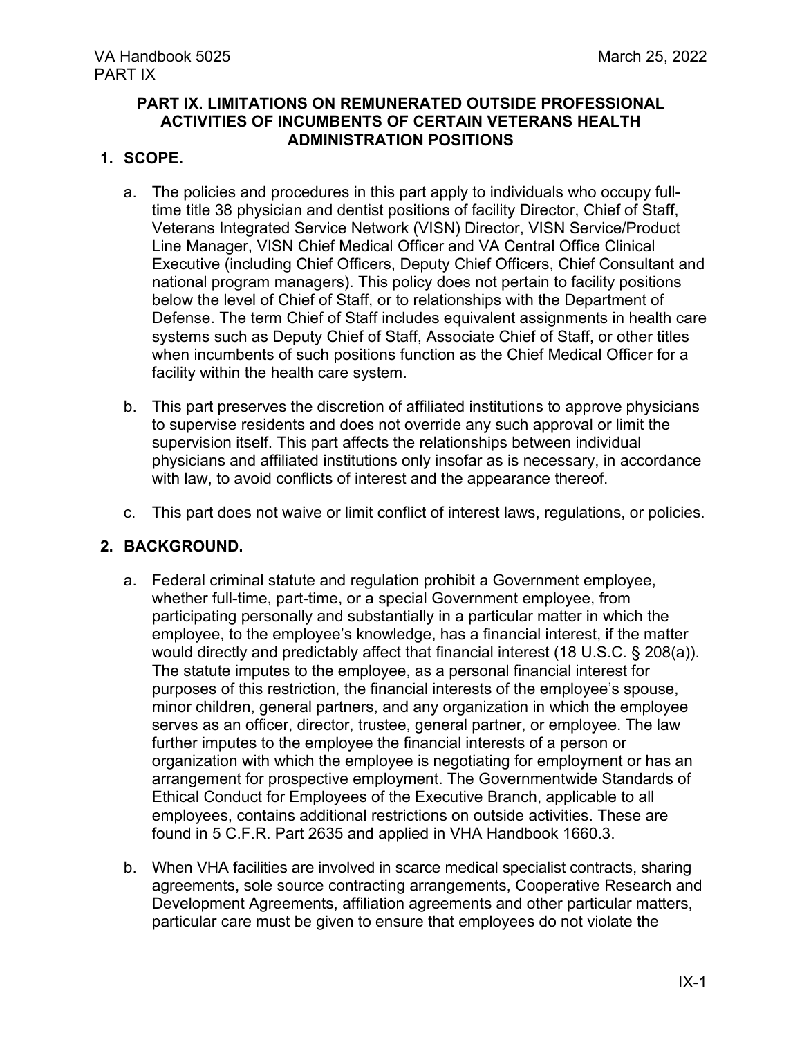## PART IX. LIMITATIONS ON REMUNERATED OUTSIDE PROFESSIONAL ACTIVITIES OF INCUMBENTS OF CERTAIN VETERANS HEALTH ADMINISTRATION POSITIONS

**1. SCOPE.**

a. The policies and procedures in this part apply to individuals who occupy full-time title 38 physician and dentist positions of facility Director, Chief of Staff, Veterans Integrated Service Network (VISN) Director, VISN Service/Product Line Manager, VISN Chief Medical Officer and VA Central Office Clinical Executive (including Chief Officers, Deputy Chief Officers, Chief Consultant and national program managers). This policy does not pertain to facility positions below the level of Chief of Staff, or to relationships with the Department of Defense. The term Chief of Staff includes equivalent assignments in health care systems such as Deputy Chief of Staff, Associate Chief of Staff, or other titles when incumbents of such positions function as the Chief Medical Officer for a facility within the health care system.

b. This part preserves the discretion of affiliated institutions to approve physicians to supervise residents and does not override any such approval or limit the supervision itself. This part affects the relationships between individual physicians and affiliated institutions only insofar as is necessary, in accordance with law, to avoid conflicts of interest and the appearance thereof.

c. This part does not waive or limit conflict of interest laws, regulations, or policies.

**2. BACKGROUND.**

a. Federal criminal statute and regulation prohibit a Government employee, whether full-time, part-time, or a special Government employee, from participating personally and substantially in a particular matter in which the employee, to the employee's knowledge, has a financial interest, if the matter would directly and predictably affect that financial interest (18 U.S.C. § 208(a)). The statute imputes to the employee, as a personal financial interest for purposes of this restriction, the financial interests of the employee's spouse, minor children, general partners, and any organization in which the employee serves as an officer, director, trustee, general partner, or employee. The law further imputes to the employee the financial interests of a person or organization with which the employee is negotiating for employment or has an arrangement for prospective employment. The Governmentwide Standards of Ethical Conduct for Employees of the Executive Branch, applicable to all employees, contains additional restrictions on outside activities. These are found in 5 C.F.R. Part 2635 and applied in VHA Handbook 1660.3.

b. When VHA facilities are involved in scarce medical specialist contracts, sharing agreements, sole source contracting arrangements, Cooperative Research and Development Agreements, affiliation agreements and other particular matters, particular care must be given to ensure that employees do not violate the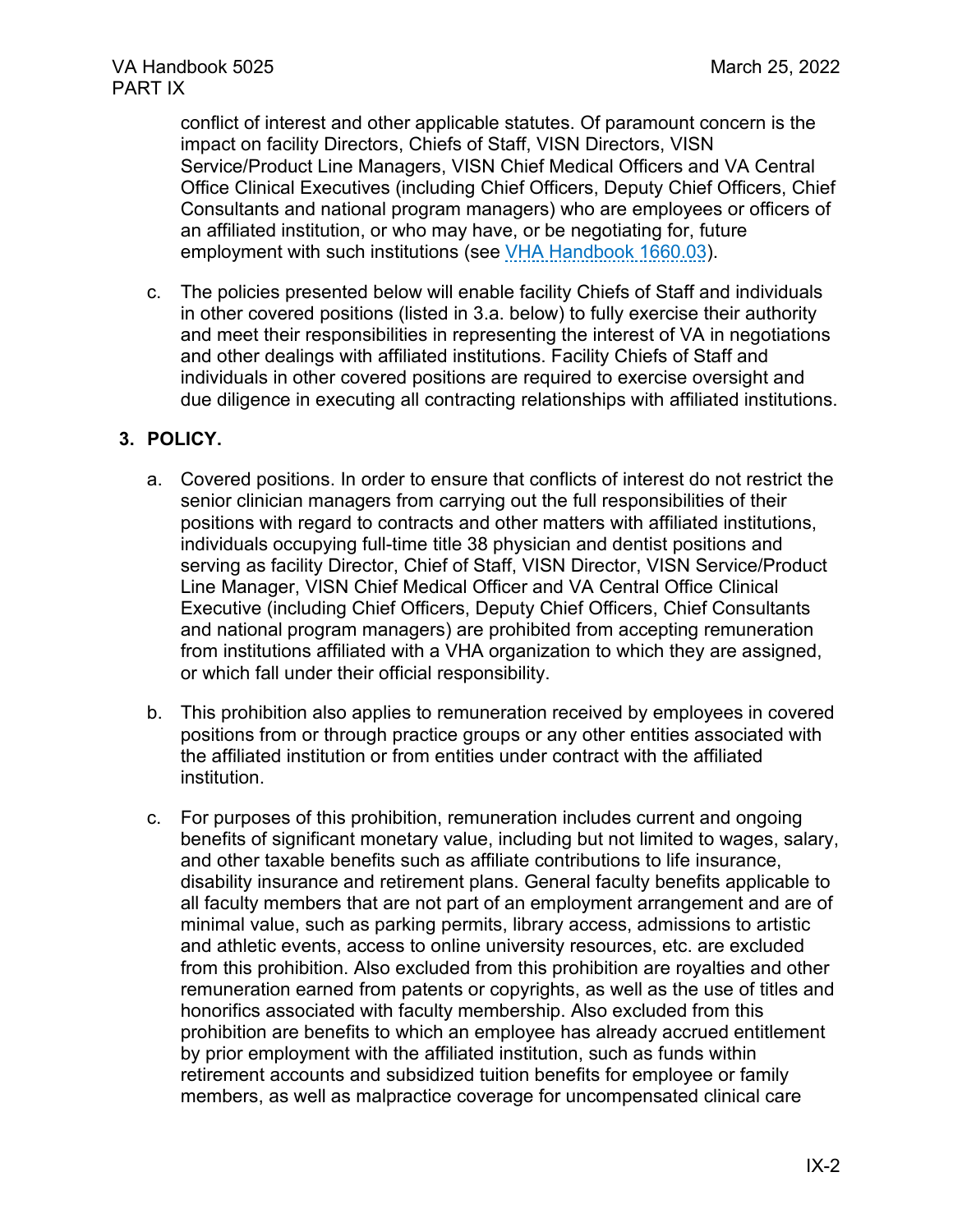conflict of interest and other applicable statutes. Of paramount concern is the impact on facility Directors, Chiefs of Staff, VISN Directors, VISN Service/Product Line Managers, VISN Chief Medical Officers and VA Central Office Clinical Executives (including Chief Officers, Deputy Chief Officers, Chief Consultants and national program managers) who are employees or officers of an affiliated institution, or who may have, or be negotiating for, future employment with such institutions (see VHA Handbook 1660.03).

c. The policies presented below will enable facility Chiefs of Staff and individuals in other covered positions (listed in 3.a. below) to fully exercise their authority and meet their responsibilities in representing the interest of VA in negotiations and other dealings with affiliated institutions. Facility Chiefs of Staff and individuals in other covered positions are required to exercise oversight and due diligence in executing all contracting relationships with affiliated institutions.

**3. POLICY.**

a. Covered positions. In order to ensure that conflicts of interest do not restrict the senior clinician managers from carrying out the full responsibilities of their positions with regard to contracts and other matters with affiliated institutions, individuals occupying full-time title 38 physician and dentist positions and serving as facility Director, Chief of Staff, VISN Director, VISN Service/Product Line Manager, VISN Chief Medical Officer and VA Central Office Clinical Executive (including Chief Officers, Deputy Chief Officers, Chief Consultants and national program managers) are prohibited from accepting remuneration from institutions affiliated with a VHA organization to which they are assigned, or which fall under their official responsibility.

b. This prohibition also applies to remuneration received by employees in covered positions from or through practice groups or any other entities associated with the affiliated institution or from entities under contract with the affiliated institution.

c. For purposes of this prohibition, remuneration includes current and ongoing benefits of significant monetary value, including but not limited to wages, salary, and other taxable benefits such as affiliate contributions to life insurance, disability insurance and retirement plans. General faculty benefits applicable to all faculty members that are not part of an employment arrangement and are of minimal value, such as parking permits, library access, admissions to artistic and athletic events, access to online university resources, etc. are excluded from this prohibition. Also excluded from this prohibition are royalties and other remuneration earned from patents or copyrights, as well as the use of titles and honorifics associated with faculty membership. Also excluded from this prohibition are benefits to which an employee has already accrued entitlement by prior employment with the affiliated institution, such as funds within retirement accounts and subsidized tuition benefits for employee or family members, as well as malpractice coverage for uncompensated clinical care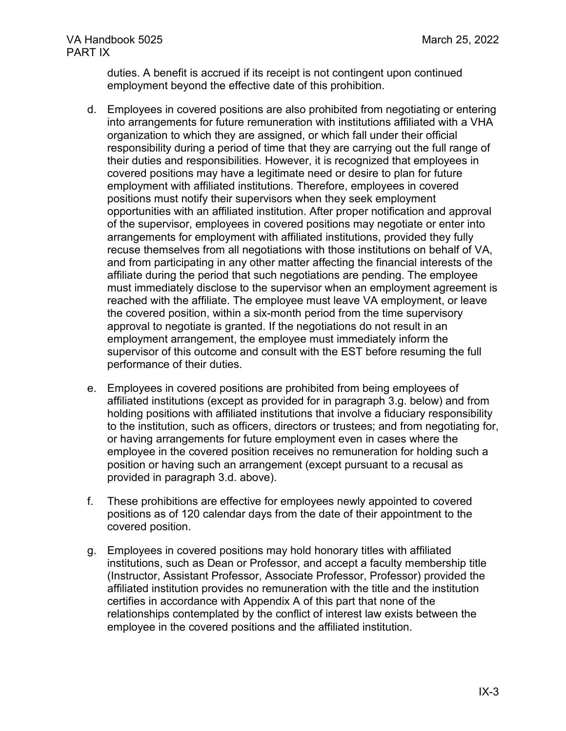duties. A benefit is accrued if its receipt is not contingent upon continued employment beyond the effective date of this prohibition.

d. Employees in covered positions are also prohibited from negotiating or entering into arrangements for future remuneration with institutions affiliated with a VHA organization to which they are assigned, or which fall under their official responsibility during a period of time that they are carrying out the full range of their duties and responsibilities. However, it is recognized that employees in covered positions may have a legitimate need or desire to plan for future employment with affiliated institutions. Therefore, employees in covered positions must notify their supervisors when they seek employment opportunities with an affiliated institution. After proper notification and approval of the supervisor, employees in covered positions may negotiate or enter into arrangements for employment with affiliated institutions, provided they fully recuse themselves from all negotiations with those institutions on behalf of VA, and from participating in any other matter affecting the financial interests of the affiliate during the period that such negotiations are pending. The employee must immediately disclose to the supervisor when an employment agreement is reached with the affiliate. The employee must leave VA employment, or leave the covered position, within a six-month period from the time supervisory approval to negotiate is granted. If the negotiations do not result in an employment arrangement, the employee must immediately inform the supervisor of this outcome and consult with the EST before resuming the full performance of their duties.

e. Employees in covered positions are prohibited from being employees of affiliated institutions (except as provided for in paragraph 3.g. below) and from holding positions with affiliated institutions that involve a fiduciary responsibility to the institution, such as officers, directors or trustees; and from negotiating for, or having arrangements for future employment even in cases where the employee in the covered position receives no remuneration for holding such a position or having such an arrangement (except pursuant to a recusal as provided in paragraph 3.d. above).

f. These prohibitions are effective for employees newly appointed to covered positions as of 120 calendar days from the date of their appointment to the covered position.

g. Employees in covered positions may hold honorary titles with affiliated institutions, such as Dean or Professor, and accept a faculty membership title (Instructor, Assistant Professor, Associate Professor, Professor) provided the affiliated institution provides no remuneration with the title and the institution certifies in accordance with Appendix A of this part that none of the relationships contemplated by the conflict of interest law exists between the employee in the covered positions and the affiliated institution.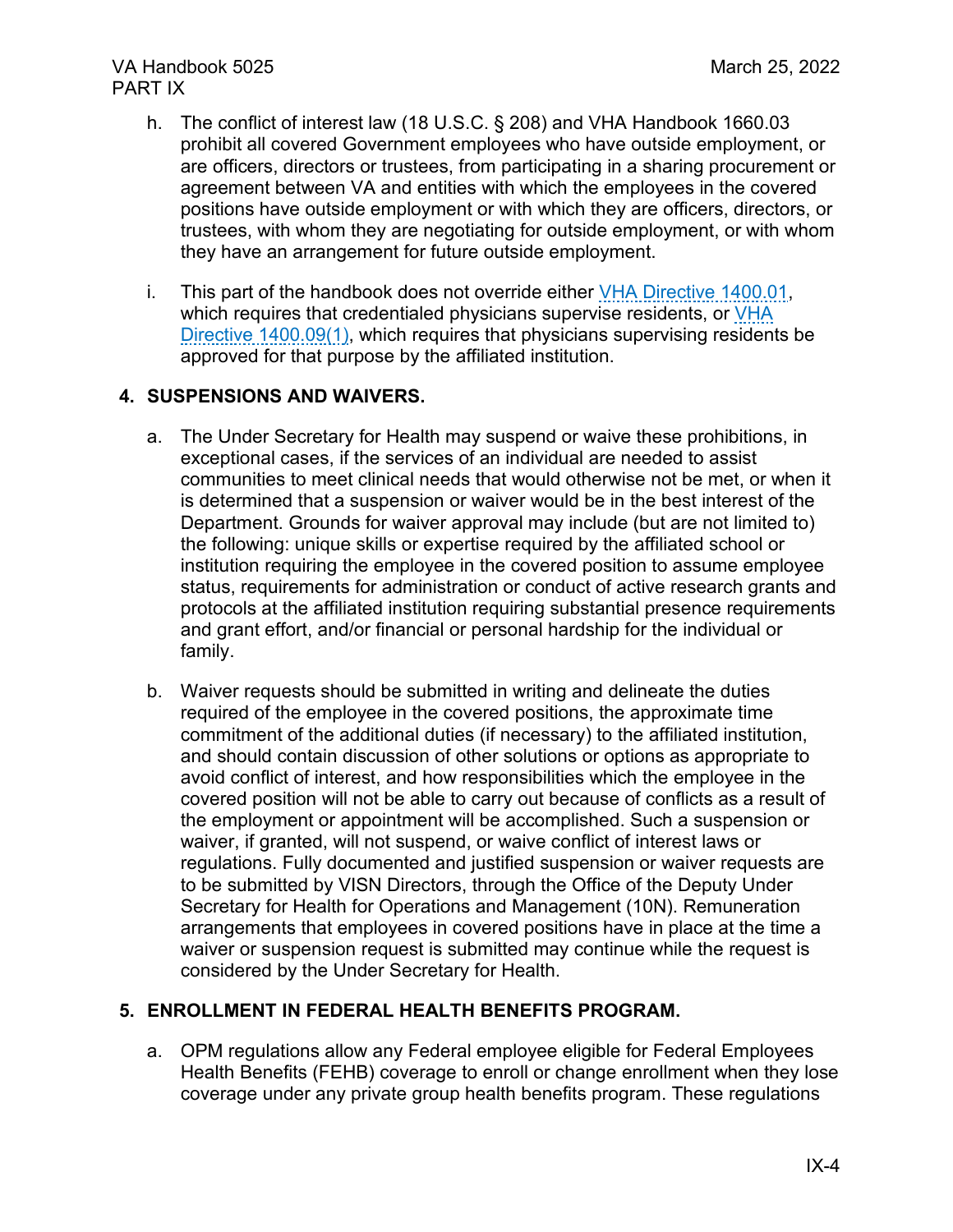h. The conflict of interest law (18 U.S.C. § 208) and VHA Handbook 1660.03 prohibit all covered Government employees who have outside employment, or are officers, directors or trustees, from participating in a sharing procurement or agreement between VA and entities with which the employees in the covered positions have outside employment or with which they are officers, directors, or trustees, with whom they are negotiating for outside employment, or with whom they have an arrangement for future outside employment.

i. This part of the handbook does not override either VHA Directive 1400.01, which requires that credentialed physicians supervise residents, or VHA Directive 1400.09(1), which requires that physicians supervising residents be approved for that purpose by the affiliated institution.

## 4. SUSPENSIONS AND WAIVERS.

a. The Under Secretary for Health may suspend or waive these prohibitions, in exceptional cases, if the services of an individual are needed to assist communities to meet clinical needs that would otherwise not be met, or when it is determined that a suspension or waiver would be in the best interest of the Department. Grounds for waiver approval may include (but are not limited to) the following: unique skills or expertise required by the affiliated school or institution requiring the employee in the covered position to assume employee status, requirements for administration or conduct of active research grants and protocols at the affiliated institution requiring substantial presence requirements and grant effort, and/or financial or personal hardship for the individual or family.

b. Waiver requests should be submitted in writing and delineate the duties required of the employee in the covered positions, the approximate time commitment of the additional duties (if necessary) to the affiliated institution, and should contain discussion of other solutions or options as appropriate to avoid conflict of interest, and how responsibilities which the employee in the covered position will not be able to carry out because of conflicts as a result of the employment or appointment will be accomplished. Such a suspension or waiver, if granted, will not suspend, or waive conflict of interest laws or regulations. Fully documented and justified suspension or waiver requests are to be submitted by VISN Directors, through the Office of the Deputy Under Secretary for Health for Operations and Management (10N). Remuneration arrangements that employees in covered positions have in place at the time a waiver or suspension request is submitted may continue while the request is considered by the Under Secretary for Health.

## 5. ENROLLMENT IN FEDERAL HEALTH BENEFITS PROGRAM.

a. OPM regulations allow any Federal employee eligible for Federal Employees Health Benefits (FEHB) coverage to enroll or change enrollment when they lose coverage under any private group health benefits program. These regulations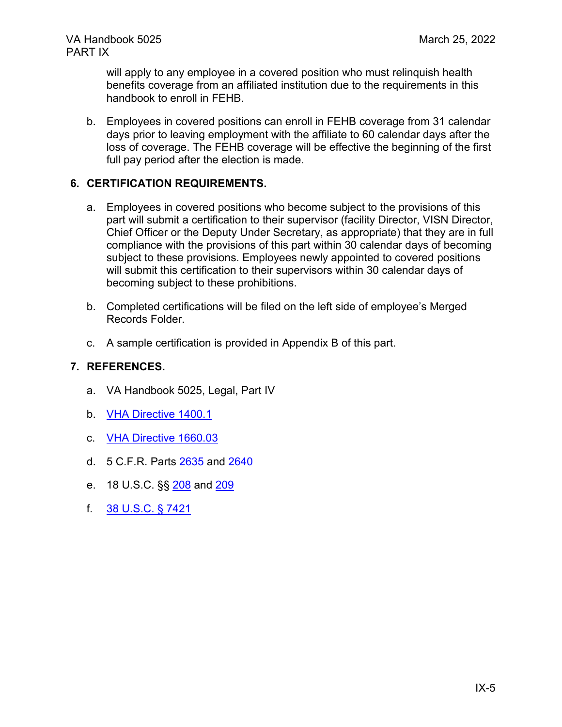will apply to any employee in a covered position who must relinquish health benefits coverage from an affiliated institution due to the requirements in this handbook to enroll in FEHB.

b. Employees in covered positions can enroll in FEHB coverage from 31 calendar days prior to leaving employment with the affiliate to 60 calendar days after the loss of coverage. The FEHB coverage will be effective the beginning of the first full pay period after the election is made.

## 6. CERTIFICATION REQUIREMENTS.

a. Employees in covered positions who become subject to the provisions of this part will submit a certification to their supervisor (facility Director, VISN Director, Chief Officer or the Deputy Under Secretary, as appropriate) that they are in full compliance with the provisions of this part within 30 calendar days of becoming subject to these provisions. Employees newly appointed to covered positions will submit this certification to their supervisors within 30 calendar days of becoming subject to these prohibitions.

b. Completed certifications will be filed on the left side of employee's Merged Records Folder.

c. A sample certification is provided in Appendix B of this part.

## 7. REFERENCES.

a. VA Handbook 5025, Legal, Part IV

b. VHA Directive 1400.1

c. VHA Directive 1660.03

d. 5 C.F.R. Parts 2635 and 2640

e. 18 U.S.C. §§ 208 and 209

f. 38 U.S.C. § 7421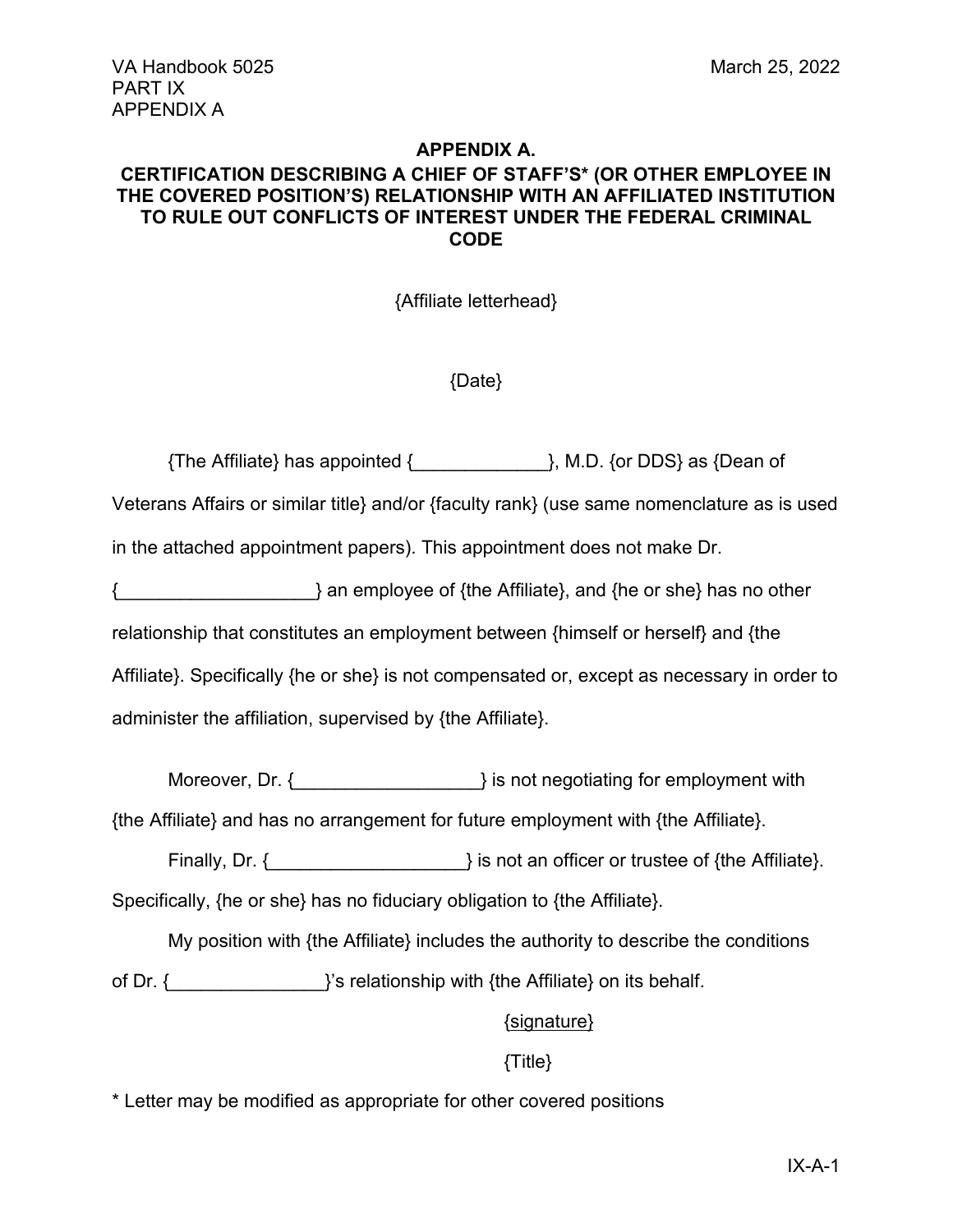**APPENDIX A.**

**CERTIFICATION DESCRIBING A CHIEF OF STAFF'S* (OR OTHER EMPLOYEE IN THE COVERED POSITION'S) RELATIONSHIP WITH AN AFFILIATED INSTITUTION TO RULE OUT CONFLICTS OF INTEREST UNDER THE FEDERAL CRIMINAL CODE**

{Affiliate letterhead}

{Date}

{The Affiliate} has appointed {_____________}, M.D. {or DDS} as {Dean of Veterans Affairs or similar title} and/or {faculty rank} (use same nomenclature as is used in the attached appointment papers). This appointment does not make Dr. {___________________} an employee of {the Affiliate}, and {he or she} has no other relationship that constitutes an employment between {himself or herself} and {the Affiliate}. Specifically {he or she} is not compensated or, except as necessary in order to administer the affiliation, supervised by {the Affiliate}.

Moreover, Dr. {__________________} is not negotiating for employment with {the Affiliate} and has no arrangement for future employment with {the Affiliate}.

Finally, Dr. {___________________} is not an officer or trustee of {the Affiliate}. Specifically, {he or she} has no fiduciary obligation to {the Affiliate}.

My position with {the Affiliate} includes the authority to describe the conditions of Dr. {_______________}'s relationship with {the Affiliate} on its behalf.

{signature}

{Title}

* Letter may be modified as appropriate for other covered positions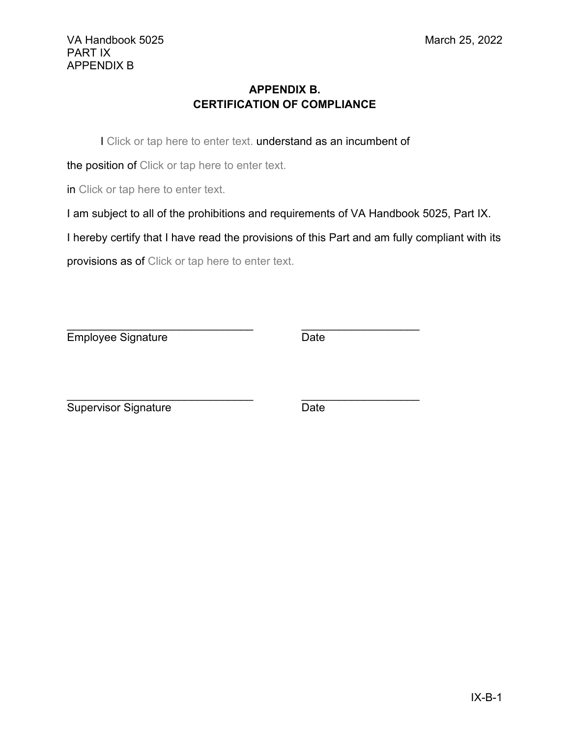## APPENDIX B.
## CERTIFICATION OF COMPLIANCE

I Click or tap here to enter text. understand as an incumbent of

the position of Click or tap here to enter text.

in Click or tap here to enter text.

I am subject to all of the prohibitions and requirements of VA Handbook 5025, Part IX.

I hereby certify that I have read the provisions of this Part and am fully compliant with its provisions as of Click or tap here to enter text.

_______________________________ ____________________
Employee Signature Date

_______________________________ ____________________
Supervisor Signature Date